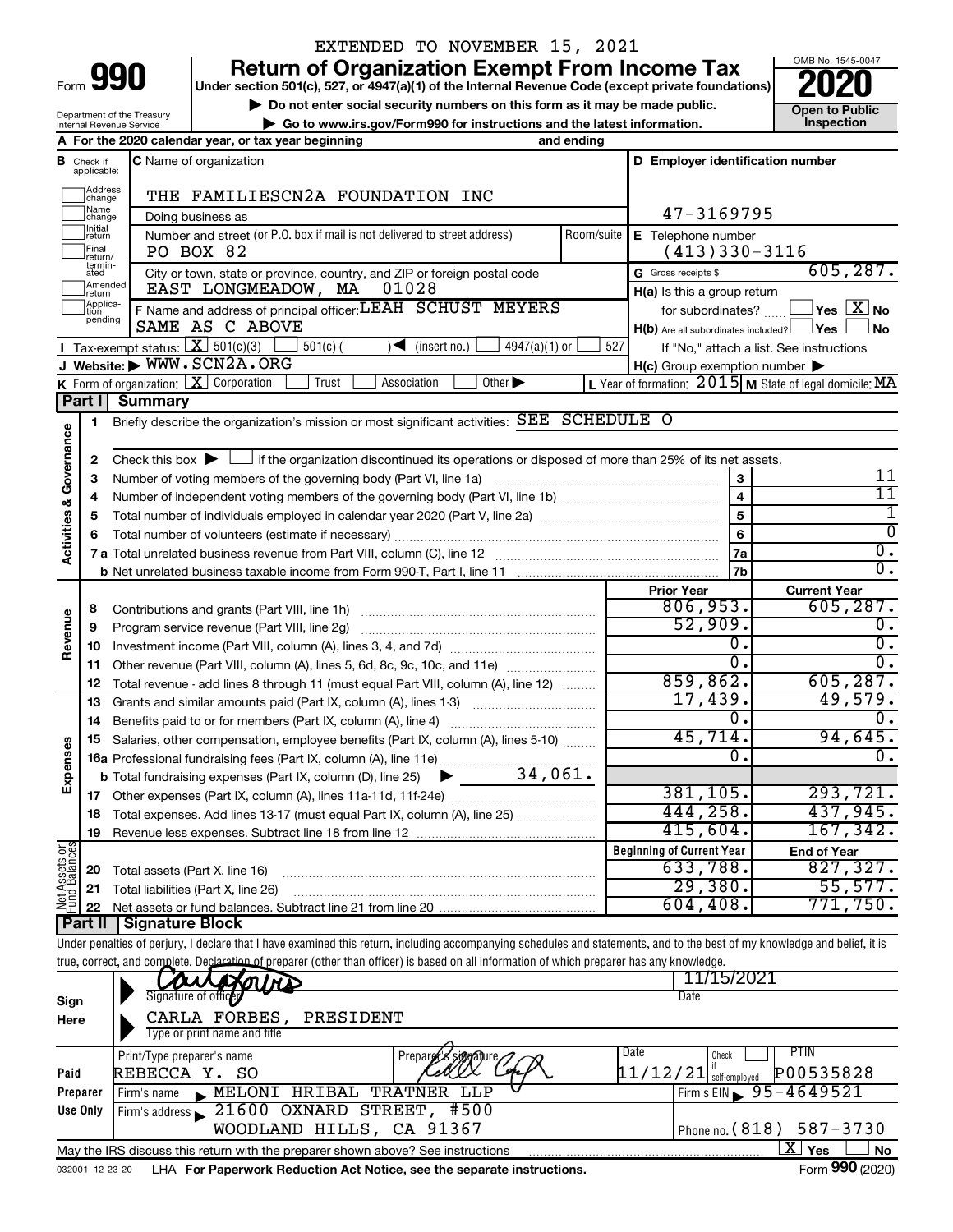EXTENDED TO NOVEMBER 15, 2021

# Form 990 — Return of Organization Exempt From Income Tax — 2020

Under section 501(c), 527, or 4947(a)(1) of the Internal Revenue Code (except private foundations)

▶ Do not enter social security numbers on this form as it may be made public.

▶ Go to www.irs.gov/Form990 for instructions and the latest information.

Department of the Treasury
Internal Revenue Service

OMB No. 1545-0047

Open to Public Inspection

**A** For the 2020 calendar year, or tax year beginning and ending

**B** Check if applicable: Address change, Name change, Initial return, Final return/terminated, Amended return, Application pending

**C** Name of organization: THE FAMILIESCN2A FOUNDATION INC

Doing business as

Number and street (or P.O. box if mail is not delivered to street address): PO BOX 82 | Room/suite

City or town, state or province, country, and ZIP or foreign postal code: EAST LONGMEADOW, MA 01028

**D** Employer identification number: 47-3169795

**E** Telephone number: (413)330-3116

**G** Gross receipts $ 605,287.

**F** Name and address of principal officer: LEAH SCHUST MEYERS SAME AS C ABOVE

**H(a)** Is this a group return for subordinates? ☐ Yes ☒ No

**H(b)** Are all subordinates included? ☐ Yes ☐ No — If "No," attach a list. See instructions

**H(c)** Group exemption number ▶

**I** Tax-exempt status: ☒ 501(c)(3) ☐ 501(c) ( ) ◀ (insert no.) ☐ 4947(a)(1) or ☐ 527

**J** Website: ▶ WWW.SCN2A.ORG

**K** Form of organization: ☒ Corporation ☐ Trust ☐ Association ☐ Other ▶

**L** Year of formation: 2015 **M** State of legal domicile: MA

## Part I Summary

**Activities & Governance**

1. Briefly describe the organization's mission or most significant activities: SEE SCHEDULE O
2. Check this box ▶ ☐ if the organization discontinued its operations or disposed of more than 25% of its net assets.

| | | | |
|---|---|---|---|
| 3 | Number of voting members of the governing body (Part VI, line 1a) | 3 | 11 |
| 4 | Number of independent voting members of the governing body (Part VI, line 1b) | 4 | 11 |
| 5 | Total number of individuals employed in calendar year 2020 (Part V, line 2a) | 5 | 1 |
| 6 | Total number of volunteers (estimate if necessary) | 6 | 0 |
| 7a | Total unrelated business revenue from Part VIII, column (C), line 12 | 7a | 0. |
| b | Net unrelated business taxable income from Form 990-T, Part I, line 11 | 7b | 0. |

| | | | Prior Year | Current Year |
|---|---|---|---|---|
| **Revenue** | 8 | Contributions and grants (Part VIII, line 1h) | 806,953. | 605,287. |
| | 9 | Program service revenue (Part VIII, line 2g) | 52,909. | 0. |
| | 10 | Investment income (Part VIII, column (A), lines 3, 4, and 7d) | 0. | 0. |
| | 11 | Other revenue (Part VIII, column (A), lines 5, 6d, 8c, 9c, 10c, and 11e) | 0. | 0. |
| | 12 | Total revenue - add lines 8 through 11 (must equal Part VIII, column (A), line 12) | 859,862. | 605,287. |
| **Expenses** | 13 | Grants and similar amounts paid (Part IX, column (A), lines 1-3) | 17,439. | 49,579. |
| | 14 | Benefits paid to or for members (Part IX, column (A), line 4) | 0. | 0. |
| | 15 | Salaries, other compensation, employee benefits (Part IX, column (A), lines 5-10) | 45,714. | 94,645. |
| | 16a | Professional fundraising fees (Part IX, column (A), line 11e) | 0. | 0. |
| | b | Total fundraising expenses (Part IX, column (D), line 25) ▶ 34,061. | | |
| | 17 | Other expenses (Part IX, column (A), lines 11a-11d, 11f-24e) | 381,105. | 293,721. |
| | 18 | Total expenses. Add lines 13-17 (must equal Part IX, column (A), line 25) | 444,258. | 437,945. |
| | 19 | Revenue less expenses. Subtract line 18 from line 12 | 415,604. | 167,342. |
| | | | **Beginning of Current Year** | **End of Year** |
| **Net Assets or Fund Balances** | 20 | Total assets (Part X, line 16) | 633,788. | 827,327. |
| | 21 | Total liabilities (Part X, line 26) | 29,380. | 55,577. |
| | 22 | Net assets or fund balances. Subtract line 21 from line 20 | 604,408. | 771,750. |

## Part II Signature Block

Under penalties of perjury, I declare that I have examined this return, including accompanying schedules and statements, and to the best of my knowledge and belief, it is true, correct, and complete. Declaration of preparer (other than officer) is based on all information of which preparer has any knowledge.

**Sign Here**

Signature of officer — Date: 11/15/2021

CARLA FORBES, PRESIDENT
Type or print name and title

**Paid Preparer Use Only**

| Print/Type preparer's name | Preparer's signature | Date | Check if self-employed | PTIN |
|---|---|---|---|---|
| REBECCA Y. SO | | 11/12/21 | ☐ | P00535828 |

Firm's name ▶ MELONI HRIBAL TRATNER LLP — Firm's EIN ▶ 95-4649521

Firm's address ▶ 21600 OXNARD STREET, #500, WOODLAND HILLS, CA 91367 — Phone no. (818) 587-3730

May the IRS discuss this return with the preparer shown above? See instructions ☒ Yes ☐ No

032001 12-23-20 LHA For Paperwork Reduction Act Notice, see the separate instructions. Form **990** (2020)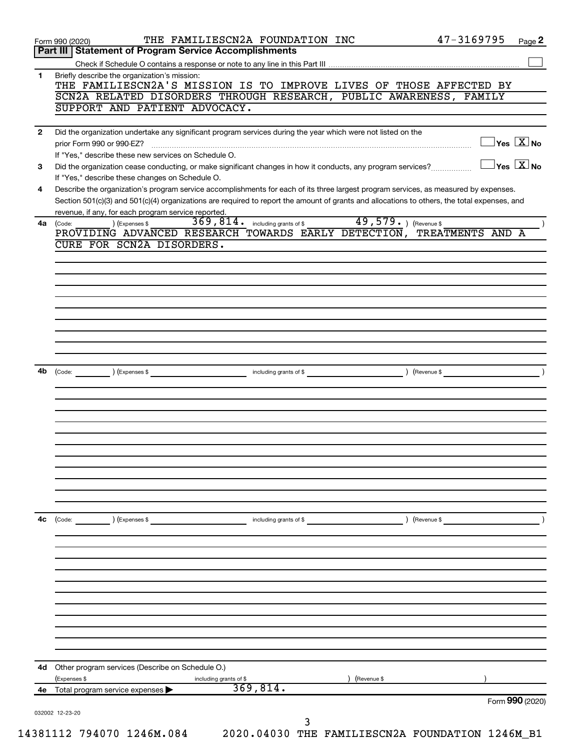Form 990 (2020) THE FAMILIESCN2A FOUNDATION INC 47-3169795 Page **2**

## Part III | Statement of Program Service Accomplishments

Check if Schedule O contains a response or note to any line in this Part III ☐

**1** Briefly describe the organization's mission:

THE FAMILIESCN2A'S MISSION IS TO IMPROVE LIVES OF THOSE AFFECTED BY SCN2A RELATED DISORDERS THROUGH RESEARCH, PUBLIC AWARENESS, FAMILY SUPPORT AND PATIENT ADVOCACY.

**2** Did the organization undertake any significant program services during the year which were not listed on the prior Form 990 or 990-EZ? ☐ Yes ☒ No

If "Yes," describe these new services on Schedule O.

**3** Did the organization cease conducting, or make significant changes in how it conducts, any program services? ☐ Yes ☒ No

If "Yes," describe these changes on Schedule O.

**4** Describe the organization's program service accomplishments for each of its three largest program services, as measured by expenses. Section 501(c)(3) and 501(c)(4) organizations are required to report the amount of grants and allocations to others, the total expenses, and revenue, if any, for each program service reported.

**4a** (Code: ) (Expenses $ 369,814. including grants of $ 49,579. ) (Revenue $ )

PROVIDING ADVANCED RESEARCH TOWARDS EARLY DETECTION, TREATMENTS AND A CURE FOR SCN2A DISORDERS.

**4b** (Code: ) (Expenses $ including grants of $ ) (Revenue $ )

**4c** (Code: ) (Expenses $ including grants of $ ) (Revenue $ )

**4d** Other program services (Describe on Schedule O.)

(Expenses $ including grants of $ ) (Revenue $ )

**4e** Total program service expenses ▶ 369,814.

Form **990** (2020)

032002 12-23-20

14381112 794070 1246M.084 2020.04030 THE FAMILIESCN2A FOUNDATION 1246M_B1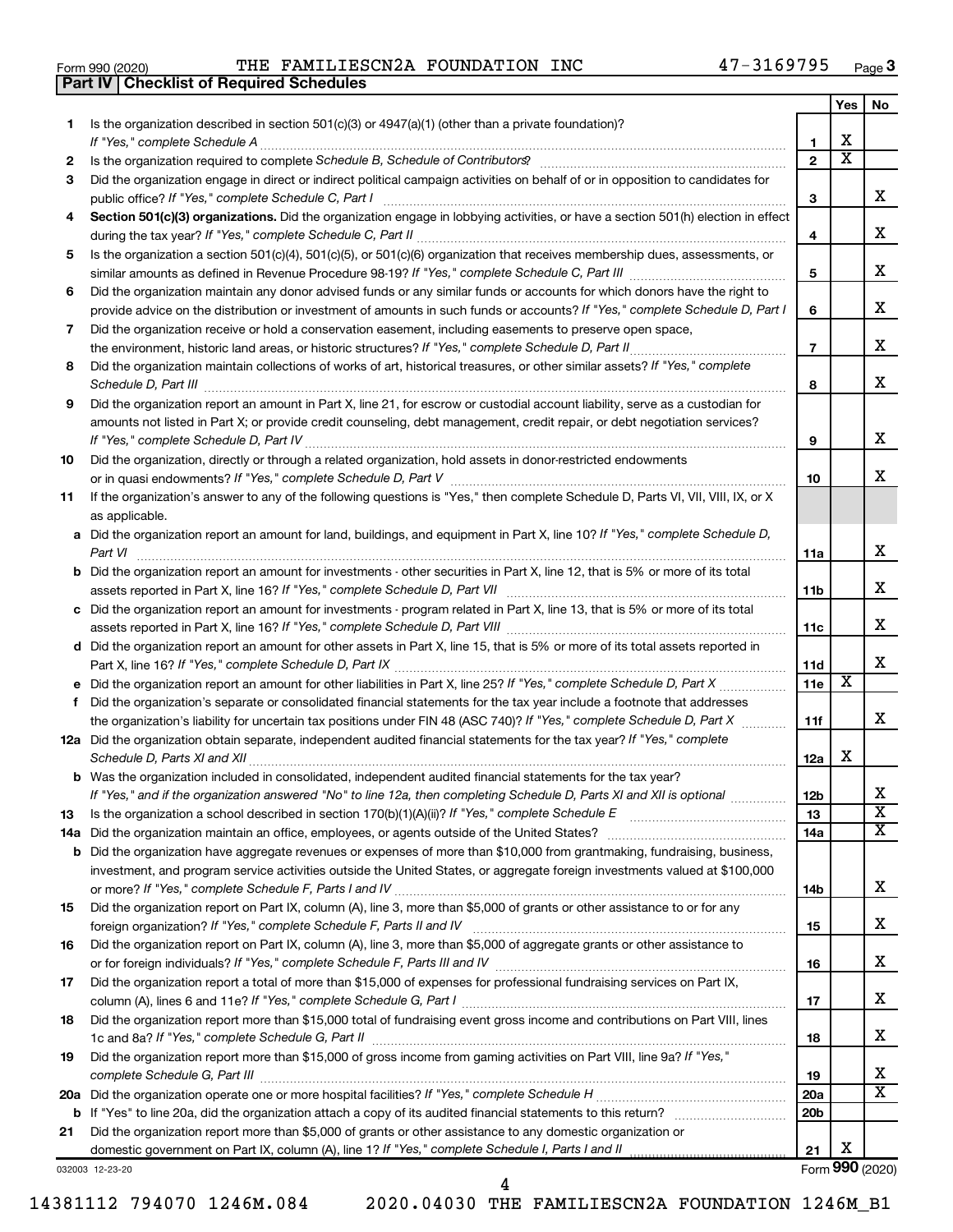Form 990 (2020) THE FAMILIESCN2A FOUNDATION INC 47-3169795 Page 3

## Part IV Checklist of Required Schedules

| | | | Yes | No |
|---|---|---|---|---|
| 1 | Is the organization described in section 501(c)(3) or 4947(a)(1) (other than a private foundation)? *If "Yes," complete Schedule A* | 1 | X | |
| 2 | Is the organization required to complete *Schedule B, Schedule of Contributors*? | 2 | X | |
| 3 | Did the organization engage in direct or indirect political campaign activities on behalf of or in opposition to candidates for public office? *If "Yes," complete Schedule C, Part I* | 3 | | X |
| 4 | **Section 501(c)(3) organizations.** Did the organization engage in lobbying activities, or have a section 501(h) election in effect during the tax year? *If "Yes," complete Schedule C, Part II* | 4 | | X |
| 5 | Is the organization a section 501(c)(4), 501(c)(5), or 501(c)(6) organization that receives membership dues, assessments, or similar amounts as defined in Revenue Procedure 98-19? *If "Yes," complete Schedule C, Part III* | 5 | | X |
| 6 | Did the organization maintain any donor advised funds or any similar funds or accounts for which donors have the right to provide advice on the distribution or investment of amounts in such funds or accounts? *If "Yes," complete Schedule D, Part I* | 6 | | X |
| 7 | Did the organization receive or hold a conservation easement, including easements to preserve open space, the environment, historic land areas, or historic structures? *If "Yes," complete Schedule D, Part II* | 7 | | X |
| 8 | Did the organization maintain collections of works of art, historical treasures, or other similar assets? *If "Yes," complete Schedule D, Part III* | 8 | | X |
| 9 | Did the organization report an amount in Part X, line 21, for escrow or custodial account liability, serve as a custodian for amounts not listed in Part X; or provide credit counseling, debt management, credit repair, or debt negotiation services? *If "Yes," complete Schedule D, Part IV* | 9 | | X |
| 10 | Did the organization, directly or through a related organization, hold assets in donor-restricted endowments or in quasi endowments? *If "Yes," complete Schedule D, Part V* | 10 | | X |
| 11 | If the organization's answer to any of the following questions is "Yes," then complete Schedule D, Parts VI, VII, VIII, IX, or X as applicable. | | | |
| a | Did the organization report an amount for land, buildings, and equipment in Part X, line 10? *If "Yes," complete Schedule D, Part VI* | 11a | | X |
| b | Did the organization report an amount for investments - other securities in Part X, line 12, that is 5% or more of its total assets reported in Part X, line 16? *If "Yes," complete Schedule D, Part VII* | 11b | | X |
| c | Did the organization report an amount for investments - program related in Part X, line 13, that is 5% or more of its total assets reported in Part X, line 16? *If "Yes," complete Schedule D, Part VIII* | 11c | | X |
| d | Did the organization report an amount for other assets in Part X, line 15, that is 5% or more of its total assets reported in Part X, line 16? *If "Yes," complete Schedule D, Part IX* | 11d | | X |
| e | Did the organization report an amount for other liabilities in Part X, line 25? *If "Yes," complete Schedule D, Part X* | 11e | X | |
| f | Did the organization's separate or consolidated financial statements for the tax year include a footnote that addresses the organization's liability for uncertain tax positions under FIN 48 (ASC 740)? *If "Yes," complete Schedule D, Part X* | 11f | | X |
| 12a | Did the organization obtain separate, independent audited financial statements for the tax year? *If "Yes," complete Schedule D, Parts XI and XII* | 12a | X | |
| b | Was the organization included in consolidated, independent audited financial statements for the tax year? *If "Yes," and if the organization answered "No" to line 12a, then completing Schedule D, Parts XI and XII is optional* | 12b | | X |
| 13 | Is the organization a school described in section 170(b)(1)(A)(ii)? *If "Yes," complete Schedule E* | 13 | | X |
| 14a | Did the organization maintain an office, employees, or agents outside of the United States? | 14a | | X |
| b | Did the organization have aggregate revenues or expenses of more than $10,000 from grantmaking, fundraising, business, investment, and program service activities outside the United States, or aggregate foreign investments valued at $100,000 or more? *If "Yes," complete Schedule F, Parts I and IV* | 14b | | X |
| 15 | Did the organization report on Part IX, column (A), line 3, more than $5,000 of grants or other assistance to or for any foreign organization? *If "Yes," complete Schedule F, Parts II and IV* | 15 | | X |
| 16 | Did the organization report on Part IX, column (A), line 3, more than $5,000 of aggregate grants or other assistance to or for foreign individuals? *If "Yes," complete Schedule F, Parts III and IV* | 16 | | X |
| 17 | Did the organization report a total of more than $15,000 of expenses for professional fundraising services on Part IX, column (A), lines 6 and 11e? *If "Yes," complete Schedule G, Part I* | 17 | | X |
| 18 | Did the organization report more than $15,000 total of fundraising event gross income and contributions on Part VIII, lines 1c and 8a? *If "Yes," complete Schedule G, Part II* | 18 | | X |
| 19 | Did the organization report more than $15,000 of gross income from gaming activities on Part VIII, line 9a? *If "Yes," complete Schedule G, Part III* | 19 | | X |
| 20a | Did the organization operate one or more hospital facilities? *If "Yes," complete Schedule H* | 20a | | X |
| b | If "Yes" to line 20a, did the organization attach a copy of its audited financial statements to this return? | 20b | | |
| 21 | Did the organization report more than $5,000 of grants or other assistance to any domestic organization or domestic government on Part IX, column (A), line 1? *If "Yes," complete Schedule I, Parts I and II* | 21 | X | |

032003 12-23-20 Form **990** (2020)

14381112 794070 1246M.084 2020.04030 THE FAMILIESCN2A FOUNDATION 1246M_B1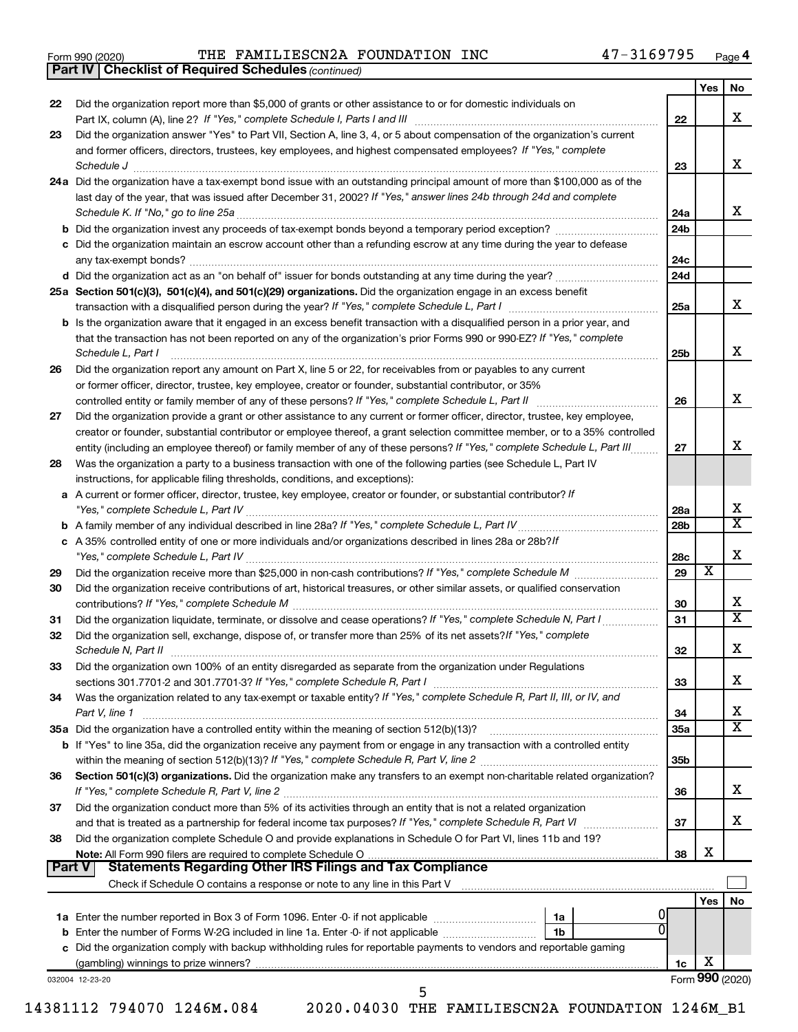Form 990 (2020) THE FAMILIESCN2A FOUNDATION INC 47-3169795

**Part IV | Checklist of Required Schedules** *(continued)*

| | | | Yes | No |
|---|---|---|---|---|
| 22 | Did the organization report more than $5,000 of grants or other assistance to or for domestic individuals on Part IX, column (A), line 2? *If "Yes," complete Schedule I, Parts I and III* | 22 | | X |
| 23 | Did the organization answer "Yes" to Part VII, Section A, line 3, 4, or 5 about compensation of the organization's current and former officers, directors, trustees, key employees, and highest compensated employees? *If "Yes," complete Schedule J* | 23 | | X |
| 24a | Did the organization have a tax-exempt bond issue with an outstanding principal amount of more than $100,000 as of the last day of the year, that was issued after December 31, 2002? *If "Yes," answer lines 24b through 24d and complete Schedule K. If "No," go to line 25a* | 24a | | X |
| b | Did the organization invest any proceeds of tax-exempt bonds beyond a temporary period exception? | 24b | | |
| c | Did the organization maintain an escrow account other than a refunding escrow at any time during the year to defease any tax-exempt bonds? | 24c | | |
| d | Did the organization act as an "on behalf of" issuer for bonds outstanding at any time during the year? | 24d | | |
| 25a | **Section 501(c)(3), 501(c)(4), and 501(c)(29) organizations.** Did the organization engage in an excess benefit transaction with a disqualified person during the year? *If "Yes," complete Schedule L, Part I* | 25a | | X |
| b | Is the organization aware that it engaged in an excess benefit transaction with a disqualified person in a prior year, and that the transaction has not been reported on any of the organization's prior Forms 990 or 990-EZ? *If "Yes," complete Schedule L, Part I* | 25b | | X |
| 26 | Did the organization report any amount on Part X, line 5 or 22, for receivables from or payables to any current or former officer, director, trustee, key employee, creator or founder, substantial contributor, or 35% controlled entity or family member of any of these persons? *If "Yes," complete Schedule L, Part II* | 26 | | X |
| 27 | Did the organization provide a grant or other assistance to any current or former officer, director, trustee, key employee, creator or founder, substantial contributor or employee thereof, a grant selection committee member, or to a 35% controlled entity (including an employee thereof) or family member of any of these persons? *If "Yes," complete Schedule L, Part III* | 27 | | X |
| 28 | Was the organization a party to a business transaction with one of the following parties (see Schedule L, Part IV instructions, for applicable filing thresholds, conditions, and exceptions): | | | |
| a | A current or former officer, director, trustee, key employee, creator or founder, or substantial contributor? *If "Yes," complete Schedule L, Part IV* | 28a | | X |
| b | A family member of any individual described in line 28a? *If "Yes," complete Schedule L, Part IV* | 28b | | X |
| c | A 35% controlled entity of one or more individuals and/or organizations described in lines 28a or 28b? *If "Yes," complete Schedule L, Part IV* | 28c | | X |
| 29 | Did the organization receive more than $25,000 in non-cash contributions? *If "Yes," complete Schedule M* | 29 | X | |
| 30 | Did the organization receive contributions of art, historical treasures, or other similar assets, or qualified conservation contributions? *If "Yes," complete Schedule M* | 30 | | X |
| 31 | Did the organization liquidate, terminate, or dissolve and cease operations? *If "Yes," complete Schedule N, Part I* | 31 | | X |
| 32 | Did the organization sell, exchange, dispose of, or transfer more than 25% of its net assets? *If "Yes," complete Schedule N, Part II* | 32 | | X |
| 33 | Did the organization own 100% of an entity disregarded as separate from the organization under Regulations sections 301.7701-2 and 301.7701-3? *If "Yes," complete Schedule R, Part I* | 33 | | X |
| 34 | Was the organization related to any tax-exempt or taxable entity? *If "Yes," complete Schedule R, Part II, III, or IV, and Part V, line 1* | 34 | | X |
| 35a | Did the organization have a controlled entity within the meaning of section 512(b)(13)? | 35a | | X |
| b | If "Yes" to line 35a, did the organization receive any payment from or engage in any transaction with a controlled entity within the meaning of section 512(b)(13)? *If "Yes," complete Schedule R, Part V, line 2* | 35b | | |
| 36 | **Section 501(c)(3) organizations.** Did the organization make any transfers to an exempt non-charitable related organization? *If "Yes," complete Schedule R, Part V, line 2* | 36 | | X |
| 37 | Did the organization conduct more than 5% of its activities through an entity that is not a related organization and that is treated as a partnership for federal income tax purposes? *If "Yes," complete Schedule R, Part VI* | 37 | | X |
| 38 | Did the organization complete Schedule O and provide explanations in Schedule O for Part VI, lines 11b and 19? **Note:** All Form 990 filers are required to complete Schedule O | 38 | X | |

**Part V | Statements Regarding Other IRS Filings and Tax Compliance**

Check if Schedule O contains a response or note to any line in this Part V ☐

| | | | | | Yes | No |
|---|---|---|---|---|---|---|
| 1a | Enter the number reported in Box 3 of Form 1096. Enter -0- if not applicable | 1a | 0 | | | |
| b | Enter the number of Forms W-2G included in line 1a. Enter -0- if not applicable | 1b | 0 | | | |
| c | Did the organization comply with backup withholding rules for reportable payments to vendors and reportable gaming (gambling) winnings to prize winners? | | | 1c | X | |

032004 12-23-20

Form **990** (2020)

14381112 794070 1246M.084 2020.04030 THE FAMILIESCN2A FOUNDATION 1246M_B1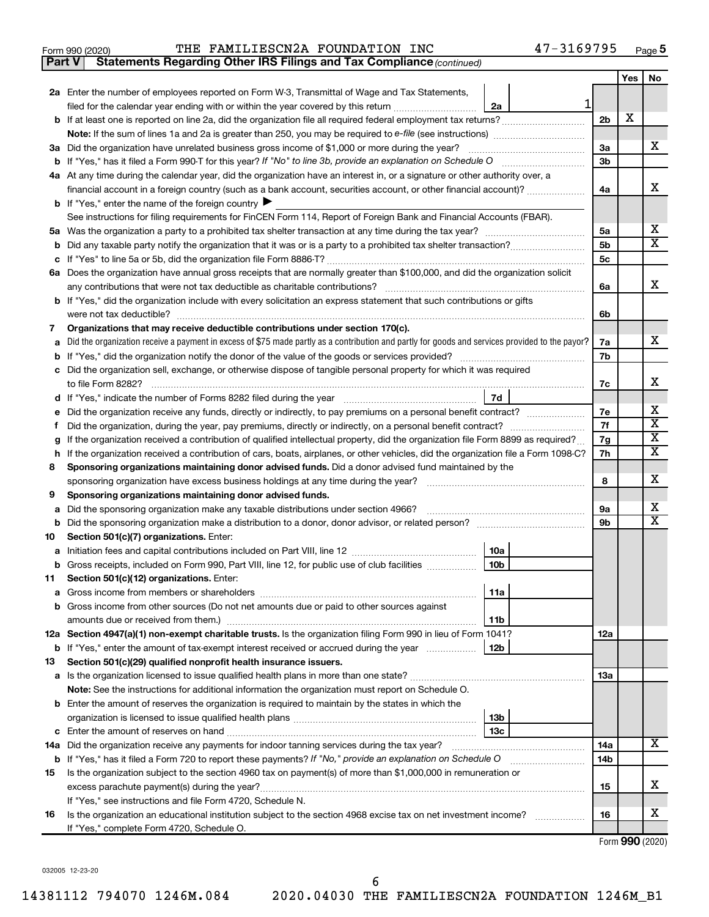Form 990 (2020) THE FAMILIESCN2A FOUNDATION INC 47-3169795

## Part V Statements Regarding Other IRS Filings and Tax Compliance *(continued)*

| | | | | Yes | No |
|---|---|---|---|---|---|
| **2a** | Enter the number of employees reported on Form W-3, Transmittal of Wage and Tax Statements, filed for the calendar year ending with or within the year covered by this return | 2a | 1 | | |
| **b** | If at least one is reported on line 2a, did the organization file all required federal employment tax returns? | | 2b | X | |
| | **Note:** If the sum of lines 1a and 2a is greater than 250, you may be required to *e-file* (see instructions) | | | | |
| **3a** | Did the organization have unrelated business gross income of $1,000 or more during the year? | | 3a | | X |
| **b** | If "Yes," has it filed a Form 990-T for this year? *If "No" to line 3b, provide an explanation on Schedule O* | | 3b | | |
| **4a** | At any time during the calendar year, did the organization have an interest in, or a signature or other authority over, a financial account in a foreign country (such as a bank account, securities account, or other financial account)? | | 4a | | X |
| **b** | If "Yes," enter the name of the foreign country ▶ | | | | |
| | See instructions for filing requirements for FinCEN Form 114, Report of Foreign Bank and Financial Accounts (FBAR). | | | | |
| **5a** | Was the organization a party to a prohibited tax shelter transaction at any time during the tax year? | | 5a | | X |
| **b** | Did any taxable party notify the organization that it was or is a party to a prohibited tax shelter transaction? | | 5b | | X |
| **c** | If "Yes" to line 5a or 5b, did the organization file Form 8886-T? | | 5c | | |
| **6a** | Does the organization have annual gross receipts that are normally greater than $100,000, and did the organization solicit any contributions that were not tax deductible as charitable contributions? | | 6a | | X |
| **b** | If "Yes," did the organization include with every solicitation an express statement that such contributions or gifts were not tax deductible? | | 6b | | |
| **7** | **Organizations that may receive deductible contributions under section 170(c).** | | | | |
| **a** | Did the organization receive a payment in excess of $75 made partly as a contribution and partly for goods and services provided to the payor? | | 7a | | X |
| **b** | If "Yes," did the organization notify the donor of the value of the goods or services provided? | | 7b | | |
| **c** | Did the organization sell, exchange, or otherwise dispose of tangible personal property for which it was required to file Form 8282? | | 7c | | X |
| **d** | If "Yes," indicate the number of Forms 8282 filed during the year | 7d | | | |
| **e** | Did the organization receive any funds, directly or indirectly, to pay premiums on a personal benefit contract? | | 7e | | X |
| **f** | Did the organization, during the year, pay premiums, directly or indirectly, on a personal benefit contract? | | 7f | | X |
| **g** | If the organization received a contribution of qualified intellectual property, did the organization file Form 8899 as required? | | 7g | | X |
| **h** | If the organization received a contribution of cars, boats, airplanes, or other vehicles, did the organization file a Form 1098-C? | | 7h | | X |
| **8** | **Sponsoring organizations maintaining donor advised funds.** Did a donor advised fund maintained by the sponsoring organization have excess business holdings at any time during the year? | | 8 | | X |
| **9** | **Sponsoring organizations maintaining donor advised funds.** | | | | |
| **a** | Did the sponsoring organization make any taxable distributions under section 4966? | | 9a | | X |
| **b** | Did the sponsoring organization make a distribution to a donor, donor advisor, or related person? | | 9b | | X |
| **10** | **Section 501(c)(7) organizations.** Enter: | | | | |
| **a** | Initiation fees and capital contributions included on Part VIII, line 12 | 10a | | | |
| **b** | Gross receipts, included on Form 990, Part VIII, line 12, for public use of club facilities | 10b | | | |
| **11** | **Section 501(c)(12) organizations.** Enter: | | | | |
| **a** | Gross income from members or shareholders | 11a | | | |
| **b** | Gross income from other sources (Do not net amounts due or paid to other sources against amounts due or received from them.) | 11b | | | |
| **12a** | **Section 4947(a)(1) non-exempt charitable trusts.** Is the organization filing Form 990 in lieu of Form 1041? | | 12a | | |
| **b** | If "Yes," enter the amount of tax-exempt interest received or accrued during the year | 12b | | | |
| **13** | **Section 501(c)(29) qualified nonprofit health insurance issuers.** | | | | |
| **a** | Is the organization licensed to issue qualified health plans in more than one state? | | 13a | | |
| | **Note:** See the instructions for additional information the organization must report on Schedule O. | | | | |
| **b** | Enter the amount of reserves the organization is required to maintain by the states in which the organization is licensed to issue qualified health plans | 13b | | | |
| **c** | Enter the amount of reserves on hand | 13c | | | |
| **14a** | Did the organization receive any payments for indoor tanning services during the tax year? | | 14a | | X |
| **b** | If "Yes," has it filed a Form 720 to report these payments? *If "No," provide an explanation on Schedule O* | | 14b | | |
| **15** | Is the organization subject to the section 4960 tax on payment(s) of more than $1,000,000 in remuneration or excess parachute payment(s) during the year? | | 15 | | X |
| | If "Yes," see instructions and file Form 4720, Schedule N. | | | | |
| **16** | Is the organization an educational institution subject to the section 4968 excise tax on net investment income? | | 16 | | X |
| | If "Yes," complete Form 4720, Schedule O. | | | | |

Form **990** (2020)

032005 12-23-20

14381112 794070 1246M.084 2020.04030 THE FAMILIESCN2A FOUNDATION 1246M_B1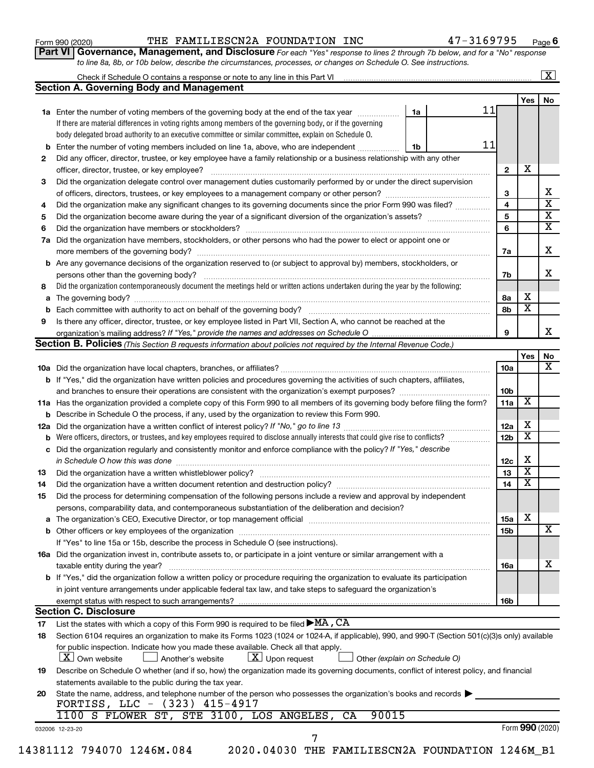Form 990 (2020) THE FAMILIESCN2A FOUNDATION INC 47-3169795 Page 6

**Part VI Governance, Management, and Disclosure** *For each "Yes" response to lines 2 through 7b below, and for a "No" response to line 8a, 8b, or 10b below, describe the circumstances, processes, or changes on Schedule O. See instructions.*

Check if Schedule O contains a response or note to any line in this Part VI ..... [X]

## Section A. Governing Body and Management

| | | | | Yes | No |
|---|---|---|---|---|---|
| 1a | Enter the number of voting members of the governing body at the end of the tax year ..... If there are material differences in voting rights among members of the governing body, or if the governing body delegated broad authority to an executive committee or similar committee, explain on Schedule O. | 1a 11 | | | |
| b | Enter the number of voting members included on line 1a, above, who are independent ..... | 1b 11 | | | |
| 2 | Did any officer, director, trustee, or key employee have a family relationship or a business relationship with any other officer, director, trustee, or key employee? ..... | | 2 | X | |
| 3 | Did the organization delegate control over management duties customarily performed by or under the direct supervision of officers, directors, trustees, or key employees to a management company or other person? ..... | | 3 | | X |
| 4 | Did the organization make any significant changes to its governing documents since the prior Form 990 was filed? ..... | | 4 | | X |
| 5 | Did the organization become aware during the year of a significant diversion of the organization's assets? ..... | | 5 | | X |
| 6 | Did the organization have members or stockholders? ..... | | 6 | | X |
| 7a | Did the organization have members, stockholders, or other persons who had the power to elect or appoint one or more members of the governing body? ..... | | 7a | | X |
| b | Are any governance decisions of the organization reserved to (or subject to approval by) members, stockholders, or persons other than the governing body? ..... | | 7b | | X |
| 8 | Did the organization contemporaneously document the meetings held or written actions undertaken during the year by the following: | | | | |
| a | The governing body? ..... | | 8a | X | |
| b | Each committee with authority to act on behalf of the governing body? ..... | | 8b | X | |
| 9 | Is there any officer, director, trustee, or key employee listed in Part VII, Section A, who cannot be reached at the organization's mailing address? *If "Yes," provide the names and addresses on Schedule O* ..... | | 9 | | X |

## Section B. Policies *(This Section B requests information about policies not required by the Internal Revenue Code.)*

| | | | Yes | No |
|---|---|---|---|---|
| 10a | Did the organization have local chapters, branches, or affiliates? ..... | 10a | | X |
| b | If "Yes," did the organization have written policies and procedures governing the activities of such chapters, affiliates, and branches to ensure their operations are consistent with the organization's exempt purposes? ..... | 10b | | |
| 11a | Has the organization provided a complete copy of this Form 990 to all members of its governing body before filing the form? | 11a | X | |
| b | Describe in Schedule O the process, if any, used by the organization to review this Form 990. | | | |
| 12a | Did the organization have a written conflict of interest policy? *If "No," go to line 13* ..... | 12a | X | |
| b | Were officers, directors, or trustees, and key employees required to disclose annually interests that could give rise to conflicts? ..... | 12b | X | |
| c | Did the organization regularly and consistently monitor and enforce compliance with the policy? *If "Yes," describe in Schedule O how this was done* ..... | 12c | X | |
| 13 | Did the organization have a written whistleblower policy? ..... | 13 | X | |
| 14 | Did the organization have a written document retention and destruction policy? ..... | 14 | X | |
| 15 | Did the process for determining compensation of the following persons include a review and approval by independent persons, comparability data, and contemporaneous substantiation of the deliberation and decision? | | | |
| a | The organization's CEO, Executive Director, or top management official ..... | 15a | X | |
| b | Other officers or key employees of the organization ..... | 15b | | X |
| | If "Yes" to line 15a or 15b, describe the process in Schedule O (see instructions). | | | |
| 16a | Did the organization invest in, contribute assets to, or participate in a joint venture or similar arrangement with a taxable entity during the year? ..... | 16a | | X |
| b | If "Yes," did the organization follow a written policy or procedure requiring the organization to evaluate its participation in joint venture arrangements under applicable federal tax law, and take steps to safeguard the organization's exempt status with respect to such arrangements? ..... | 16b | | |

## Section C. Disclosure

17 List the states with which a copy of this Form 990 is required to be filed ▶ MA, CA

18 Section 6104 requires an organization to make its Forms 1023 (1024 or 1024-A, if applicable), 990, and 990-T (Section 501(c)(3)s only) available for public inspection. Indicate how you made these available. Check all that apply.

[X] Own website [ ] Another's website [X] Upon request [ ] Other *(explain on Schedule O)*

19 Describe on Schedule O whether (and if so, how) the organization made its governing documents, conflict of interest policy, and financial statements available to the public during the tax year.

20 State the name, address, and telephone number of the person who possesses the organization's books and records ▶

FORTISS, LLC - (323) 415-4917
1100 S FLOWER ST, STE 3100, LOS ANGELES, CA 90015

032006 12-23-20 Form 990 (2020)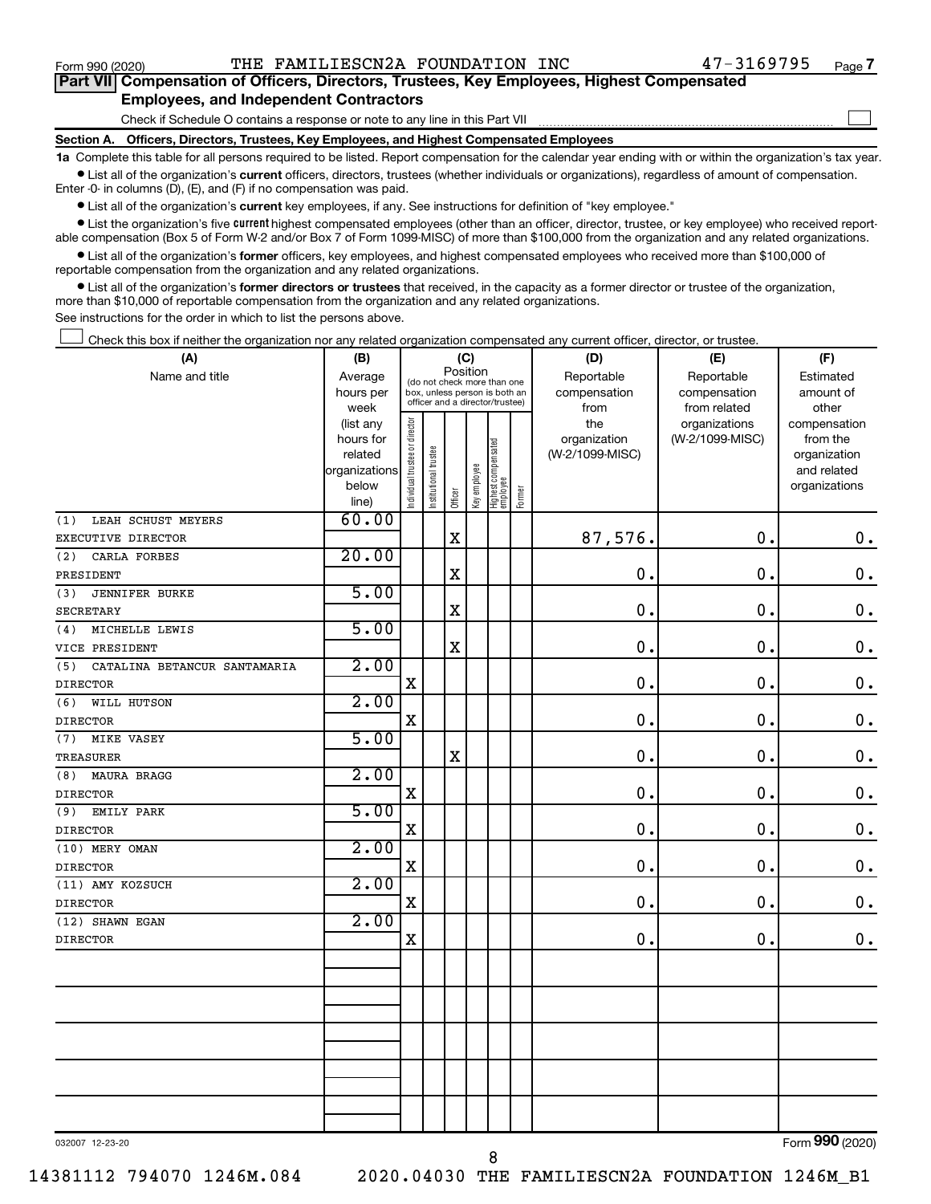Form 990 (2020) THE FAMILIESCN2A FOUNDATION INC 47-3169795 Page 7

## Part VII Compensation of Officers, Directors, Trustees, Key Employees, Highest Compensated Employees, and Independent Contractors

Check if Schedule O contains a response or note to any line in this Part VII

### Section A. Officers, Directors, Trustees, Key Employees, and Highest Compensated Employees

**1a** Complete this table for all persons required to be listed. Report compensation for the calendar year ending with or within the organization's tax year.

- List all of the organization's **current** officers, directors, trustees (whether individuals or organizations), regardless of amount of compensation. Enter -0- in columns (D), (E), and (F) if no compensation was paid.
- List all of the organization's **current** key employees, if any. See instructions for definition of "key employee."
- List the organization's five **current** highest compensated employees (other than an officer, director, trustee, or key employee) who received reportable compensation (Box 5 of Form W-2 and/or Box 7 of Form 1099-MISC) of more than $100,000 from the organization and any related organizations.
- List all of the organization's **former** officers, key employees, and highest compensated employees who received more than $100,000 of reportable compensation from the organization and any related organizations.
- List all of the organization's **former directors or trustees** that received, in the capacity as a former director or trustee of the organization, more than $10,000 of reportable compensation from the organization and any related organizations.

See instructions for the order in which to list the persons above.

Check this box if neither the organization nor any related organization compensated any current officer, director, or trustee.

| (A) Name and title | (B) Average hours per week (list any hours for related organizations below line) | (C) Position: Individual trustee or director | Institutional trustee | Officer | Key employee | Highest compensated employee | Former | (D) Reportable compensation from the organization (W-2/1099-MISC) | (E) Reportable compensation from related organizations (W-2/1099-MISC) | (F) Estimated amount of other compensation from the organization and related organizations |
|---|---|---|---|---|---|---|---|---|---|---|
| (1) LEAH SCHUST MEYERS<br>EXECUTIVE DIRECTOR | 60.00 | | | X | | | | 87,576. | 0. | 0. |
| (2) CARLA FORBES<br>PRESIDENT | 20.00 | | | X | | | | 0. | 0. | 0. |
| (3) JENNIFER BURKE<br>SECRETARY | 5.00 | | | X | | | | 0. | 0. | 0. |
| (4) MICHELLE LEWIS<br>VICE PRESIDENT | 5.00 | | | X | | | | 0. | 0. | 0. |
| (5) CATALINA BETANCUR SANTAMARIA<br>DIRECTOR | 2.00 | X | | | | | | 0. | 0. | 0. |
| (6) WILL HUTSON<br>DIRECTOR | 2.00 | X | | | | | | 0. | 0. | 0. |
| (7) MIKE VASEY<br>TREASURER | 5.00 | | | X | | | | 0. | 0. | 0. |
| (8) MAURA BRAGG<br>DIRECTOR | 2.00 | X | | | | | | 0. | 0. | 0. |
| (9) EMILY PARK<br>DIRECTOR | 5.00 | X | | | | | | 0. | 0. | 0. |
| (10) MERY OMAN<br>DIRECTOR | 2.00 | X | | | | | | 0. | 0. | 0. |
| (11) AMY KOZSUCH<br>DIRECTOR | 2.00 | X | | | | | | 0. | 0. | 0. |
| (12) SHAWN EGAN<br>DIRECTOR | 2.00 | X | | | | | | 0. | 0. | 0. |

032007 12-23-20 Form 990 (2020)

14381112 794070 1246M.084 2020.04030 THE FAMILIESCN2A FOUNDATION 1246M_B1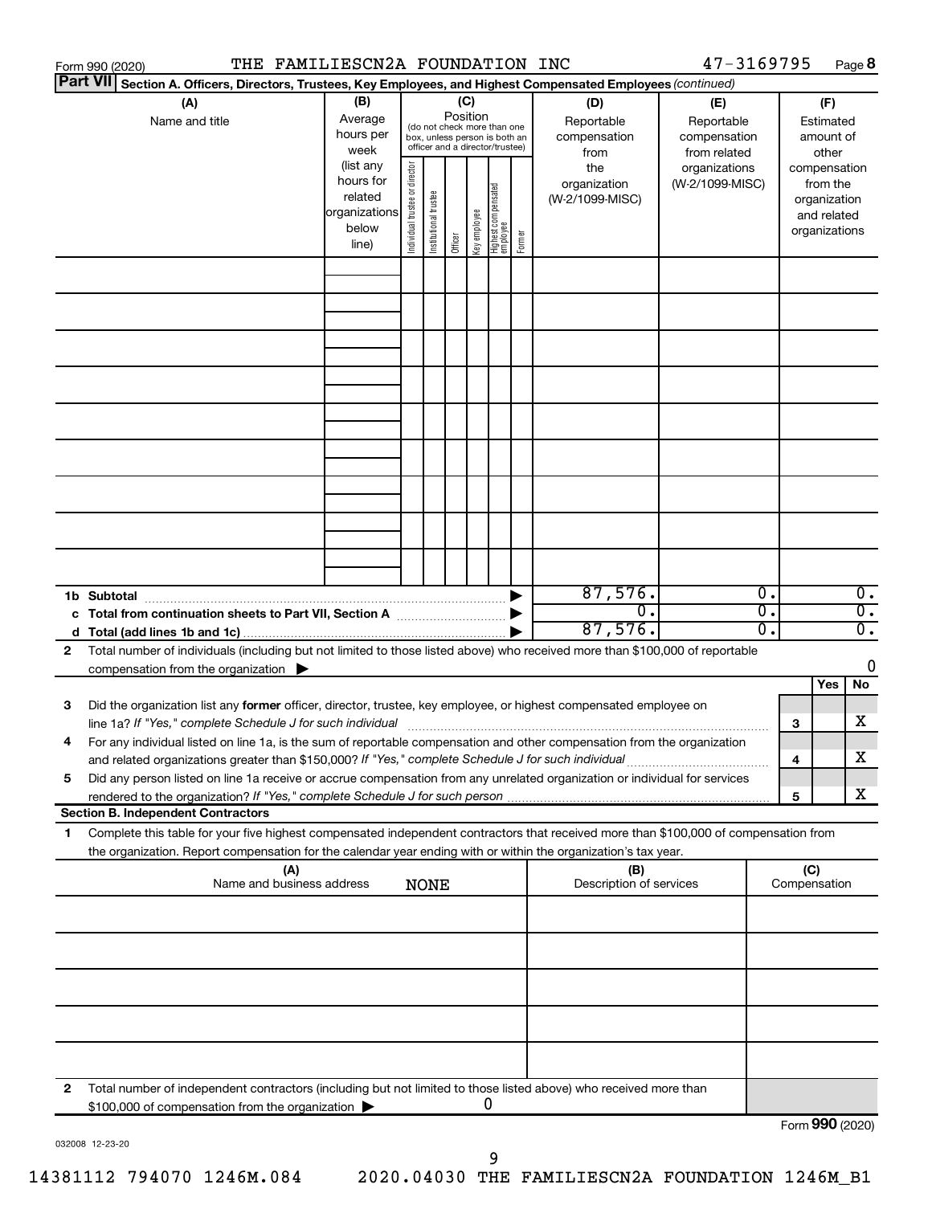Form 990 (2020) THE FAMILIESCN2A FOUNDATION INC 47-3169795 Page 8

**Part VII Section A. Officers, Directors, Trustees, Key Employees, and Highest Compensated Employees** *(continued)*

| (A) Name and title | (B) Average hours per week (list any hours for related organizations below line) | (C) Position (do not check more than one box, unless person is both an officer and a director/trustee): Individual trustee or director | Institutional trustee | Officer | Key employee | Highest compensated employee | Former | (D) Reportable compensation from the organization (W-2/1099-MISC) | (E) Reportable compensation from related organizations (W-2/1099-MISC) | (F) Estimated amount of other compensation from the organization and related organizations |
|---|---|---|---|---|---|---|---|---|---|---|
| | | | | | | | | | | |
| | | | | | | | | | | |
| | | | | | | | | | | |
| | | | | | | | | | | |
| | | | | | | | | | | |
| | | | | | | | | | | |
| | | | | | | | | | | |
| | | | | | | | | | | |
| | | | | | | | | | | |
| **1b Subtotal** | | | | | | | | 87,576. | 0. | 0. |
| **c Total from continuation sheets to Part VII, Section A** | | | | | | | | 0. | 0. | 0. |
| **d Total (add lines 1b and 1c)** | | | | | | | | 87,576. | 0. | 0. |

**2** Total number of individuals (including but not limited to those listed above) who received more than $100,000 of reportable compensation from the organization ▶ 0

| | | | Yes | No |
|---|---|---|---|---|
| **3** | Did the organization list any **former** officer, director, trustee, key employee, or highest compensated employee on line 1a? *If "Yes," complete Schedule J for such individual* | 3 | | X |
| **4** | For any individual listed on line 1a, is the sum of reportable compensation and other compensation from the organization and related organizations greater than $150,000? *If "Yes," complete Schedule J for such individual* | 4 | | X |
| **5** | Did any person listed on line 1a receive or accrue compensation from any unrelated organization or individual for services rendered to the organization? *If "Yes," complete Schedule J for such person* | 5 | | X |

**Section B. Independent Contractors**

**1** Complete this table for your five highest compensated independent contractors that received more than $100,000 of compensation from the organization. Report compensation for the calendar year ending with or within the organization's tax year.

| (A) Name and business address | (B) Description of services | (C) Compensation |
|---|---|---|
| NONE | | |
| | | |
| | | |
| | | |
| | | |
| | | |

**2** Total number of independent contractors (including but not limited to those listed above) who received more than $100,000 of compensation from the organization ▶ 0

Form **990** (2020)

032008 12-23-20

14381112 794070 1246M.084 2020.04030 THE FAMILIESCN2A FOUNDATION 1246M_B1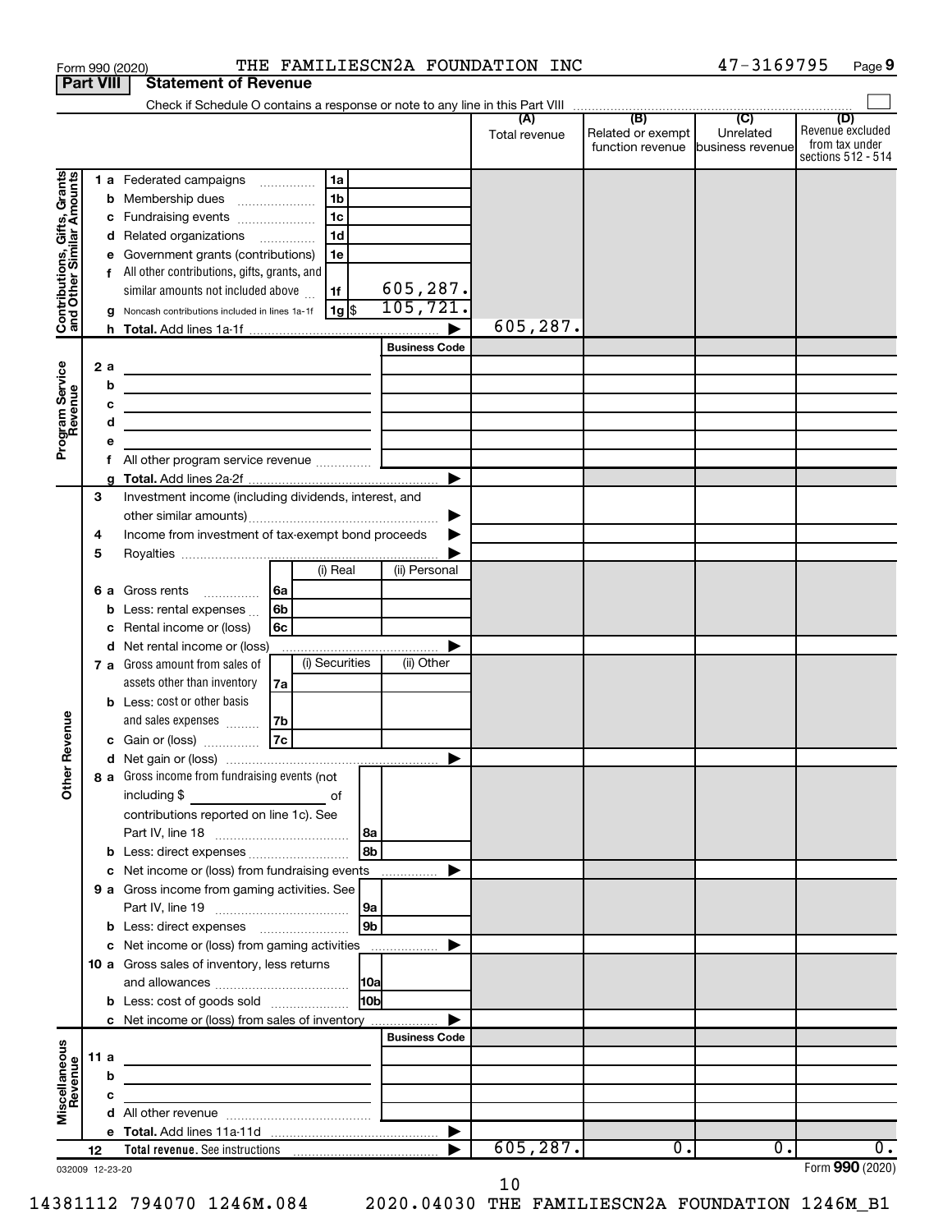Form 990 (2020) THE FAMILIESCN2A FOUNDATION INC 47-3169795 Page 9

## Part VIII Statement of Revenue

Check if Schedule O contains a response or note to any line in this Part VIII ☐

| | | | | (A) Total revenue | (B) Related or exempt function revenue | (C) Unrelated business revenue | (D) Revenue excluded from tax under sections 512 - 514 |
|---|---|---|---|---|---|---|---|
| **Contributions, Gifts, Grants and Other Similar Amounts** | 1 a Federated campaigns | 1a | | | | | |
| | b Membership dues | 1b | | | | | |
| | c Fundraising events | 1c | | | | | |
| | d Related organizations | 1d | | | | | |
| | e Government grants (contributions) | 1e | | | | | |
| | f All other contributions, gifts, grants, and similar amounts not included above | 1f | 605,287. | | | | |
| | g Noncash contributions included in lines 1a-1f | 1g $ | 105,721. | | | | |
| | h Total. Add lines 1a-1f | | ▶ | 605,287. | | | |
| **Program Service Revenue** | | | Business Code | | | | |
| | 2 a | | | | | | |
| | b | | | | | | |
| | c | | | | | | |
| | d | | | | | | |
| | e | | | | | | |
| | f All other program service revenue | | | | | | |
| | g Total. Add lines 2a-2f | | ▶ | | | | |
| **Other Revenue** | 3 Investment income (including dividends, interest, and other similar amounts) | | ▶ | | | | |
| | 4 Income from investment of tax-exempt bond proceeds | | ▶ | | | | |
| | 5 Royalties | | ▶ | | | | |
| | | (i) Real | (ii) Personal | | | | |
| | 6 a Gross rents 6a | | | | | | |
| | b Less: rental expenses 6b | | | | | | |
| | c Rental income or (loss) 6c | | | | | | |
| | d Net rental income or (loss) | | ▶ | | | | |
| | | (i) Securities | (ii) Other | | | | |
| | 7 a Gross amount from sales of assets other than inventory 7a | | | | | | |
| | b Less: cost or other basis and sales expenses 7b | | | | | | |
| | c Gain or (loss) 7c | | | | | | |
| | d Net gain or (loss) | | ▶ | | | | |
| | 8 a Gross income from fundraising events (not including $ ______ of contributions reported on line 1c). See Part IV, line 18 | 8a | | | | | |
| | b Less: direct expenses | 8b | | | | | |
| | c Net income or (loss) from fundraising events | | ▶ | | | | |
| | 9 a Gross income from gaming activities. See Part IV, line 19 | 9a | | | | | |
| | b Less: direct expenses | 9b | | | | | |
| | c Net income or (loss) from gaming activities | | ▶ | | | | |
| | 10 a Gross sales of inventory, less returns and allowances | 10a | | | | | |
| | b Less: cost of goods sold | 10b | | | | | |
| | c Net income or (loss) from sales of inventory | | ▶ | | | | |
| **Miscellaneous Revenue** | | | Business Code | | | | |
| | 11 a | | | | | | |
| | b | | | | | | |
| | c | | | | | | |
| | d All other revenue | | | | | | |
| | e Total. Add lines 11a-11d | | ▶ | | | | |
| | 12 Total revenue. See instructions | | ▶ | 605,287. | 0. | 0. | 0. |

032009 12-23-20

Form **990** (2020)

10

14381112 794070 1246M.084 2020.04030 THE FAMILIESCN2A FOUNDATION 1246M_B1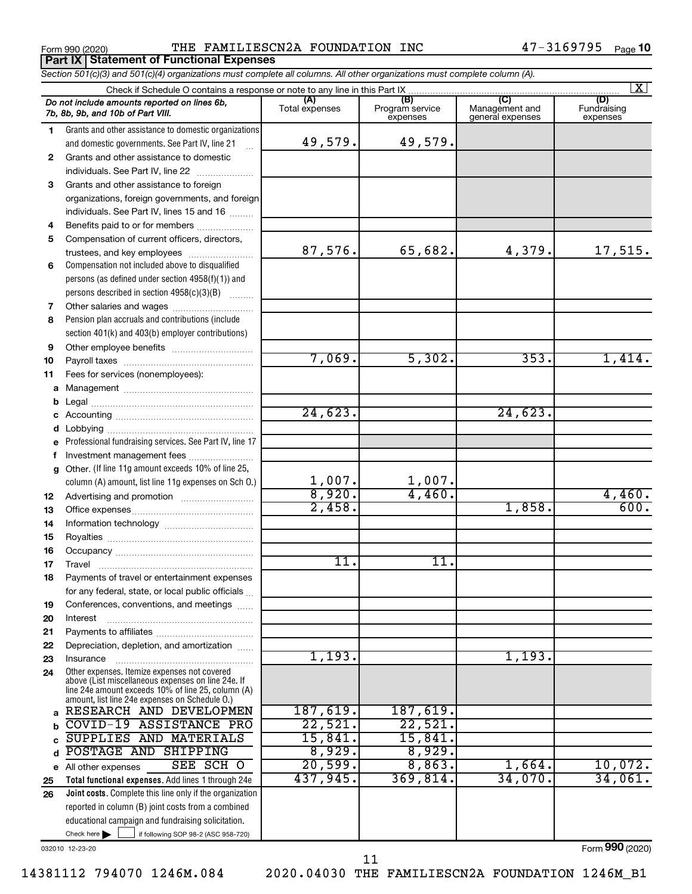Form 990 (2020) THE FAMILIESCN2A FOUNDATION INC 47-3169795

## Part IX Statement of Functional Expenses

*Section 501(c)(3) and 501(c)(4) organizations must complete all columns. All other organizations must complete column (A).*

Check if Schedule O contains a response or note to any line in this Part IX ☒

| *Do not include amounts reported on lines 6b, 7b, 8b, 9b, and 10b of Part VIII.* | (A) Total expenses | (B) Program service expenses | (C) Management and general expenses | (D) Fundraising expenses |
|---|---|---|---|---|
| 1 Grants and other assistance to domestic organizations and domestic governments. See Part IV, line 21 | 49,579. | 49,579. | | |
| 2 Grants and other assistance to domestic individuals. See Part IV, line 22 | | | | |
| 3 Grants and other assistance to foreign organizations, foreign governments, and foreign individuals. See Part IV, lines 15 and 16 | | | | |
| 4 Benefits paid to or for members | | | | |
| 5 Compensation of current officers, directors, trustees, and key employees | 87,576. | 65,682. | 4,379. | 17,515. |
| 6 Compensation not included above to disqualified persons (as defined under section 4958(f)(1)) and persons described in section 4958(c)(3)(B) | | | | |
| 7 Other salaries and wages | | | | |
| 8 Pension plan accruals and contributions (include section 401(k) and 403(b) employer contributions) | | | | |
| 9 Other employee benefits | | | | |
| 10 Payroll taxes | 7,069. | 5,302. | 353. | 1,414. |
| 11 Fees for services (nonemployees): | | | | |
| a Management | | | | |
| b Legal | | | | |
| c Accounting | 24,623. | | 24,623. | |
| d Lobbying | | | | |
| e Professional fundraising services. See Part IV, line 17 | | | | |
| f Investment management fees | | | | |
| g Other. (If line 11g amount exceeds 10% of line 25, column (A) amount, list line 11g expenses on Sch O.) | 1,007. | 1,007. | | |
| 12 Advertising and promotion | 8,920. | 4,460. | | 4,460. |
| 13 Office expenses | 2,458. | | 1,858. | 600. |
| 14 Information technology | | | | |
| 15 Royalties | | | | |
| 16 Occupancy | | | | |
| 17 Travel | 11. | 11. | | |
| 18 Payments of travel or entertainment expenses for any federal, state, or local public officials | | | | |
| 19 Conferences, conventions, and meetings | | | | |
| 20 Interest | | | | |
| 21 Payments to affiliates | | | | |
| 22 Depreciation, depletion, and amortization | | | | |
| 23 Insurance | 1,193. | | 1,193. | |
| 24 Other expenses. Itemize expenses not covered above (List miscellaneous expenses on line 24e. If line 24e amount exceeds 10% of line 25, column (A) amount, list line 24e expenses on Schedule O.) | | | | |
| a RESEARCH AND DEVELOPMEN | 187,619. | 187,619. | | |
| b COVID-19 ASSISTANCE PRO | 22,521. | 22,521. | | |
| c SUPPLIES AND MATERIALS | 15,841. | 15,841. | | |
| d POSTAGE AND SHIPPING | 8,929. | 8,929. | | |
| e All other expenses SEE SCH O | 20,599. | 8,863. | 1,664. | 10,072. |
| 25 **Total functional expenses.** Add lines 1 through 24e | 437,945. | 369,814. | 34,070. | 34,061. |
| 26 **Joint costs.** Complete this line only if the organization reported in column (B) joint costs from a combined educational campaign and fundraising solicitation. Check here ☐ if following SOP 98-2 (ASC 958-720) | | | | |

032010 12-23-20 Form **990** (2020)

14381112 794070 1246M.084 2020.04030 THE FAMILIESCN2A FOUNDATION 1246M_B1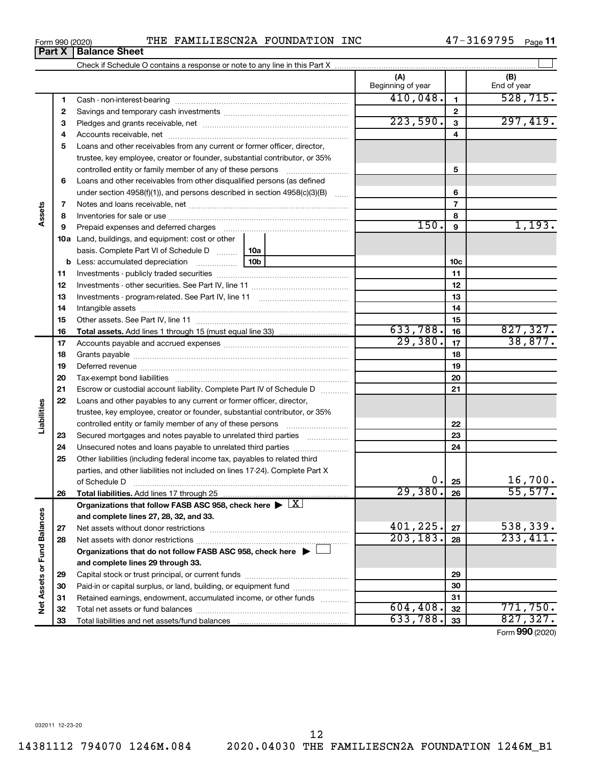Form 990 (2020) THE FAMILIESCN2A FOUNDATION INC 47-3169795 Page **11**

## Part X Balance Sheet

Check if Schedule O contains a response or note to any line in this Part X

| | | | (A) Beginning of year | | (B) End of year |
|---|---|---|---|---|---|
| Assets | 1 | Cash - non-interest-bearing | 410,048. | 1 | 528,715. |
| | 2 | Savings and temporary cash investments | | 2 | |
| | 3 | Pledges and grants receivable, net | 223,590. | 3 | 297,419. |
| | 4 | Accounts receivable, net | | 4 | |
| | 5 | Loans and other receivables from any current or former officer, director, trustee, key employee, creator or founder, substantial contributor, or 35% controlled entity or family member of any of these persons | | 5 | |
| | 6 | Loans and other receivables from other disqualified persons (as defined under section 4958(f)(1)), and persons described in section 4958(c)(3)(B) | | 6 | |
| | 7 | Notes and loans receivable, net | | 7 | |
| | 8 | Inventories for sale or use | | 8 | |
| | 9 | Prepaid expenses and deferred charges | 150. | 9 | 1,193. |
| | 10a | Land, buildings, and equipment: cost or other basis. Complete Part VI of Schedule D 10a | | | |
| | b | Less: accumulated depreciation 10b | | 10c | |
| | 11 | Investments - publicly traded securities | | 11 | |
| | 12 | Investments - other securities. See Part IV, line 11 | | 12 | |
| | 13 | Investments - program-related. See Part IV, line 11 | | 13 | |
| | 14 | Intangible assets | | 14 | |
| | 15 | Other assets. See Part IV, line 11 | | 15 | |
| | 16 | **Total assets.** Add lines 1 through 15 (must equal line 33) | 633,788. | 16 | 827,327. |
| Liabilities | 17 | Accounts payable and accrued expenses | 29,380. | 17 | 38,877. |
| | 18 | Grants payable | | 18 | |
| | 19 | Deferred revenue | | 19 | |
| | 20 | Tax-exempt bond liabilities | | 20 | |
| | 21 | Escrow or custodial account liability. Complete Part IV of Schedule D | | 21 | |
| | 22 | Loans and other payables to any current or former officer, director, trustee, key employee, creator or founder, substantial contributor, or 35% controlled entity or family member of any of these persons | | 22 | |
| | 23 | Secured mortgages and notes payable to unrelated third parties | | 23 | |
| | 24 | Unsecured notes and loans payable to unrelated third parties | | 24 | |
| | 25 | Other liabilities (including federal income tax, payables to related third parties, and other liabilities not included on lines 17-24). Complete Part X of Schedule D | 0. | 25 | 16,700. |
| | 26 | **Total liabilities.** Add lines 17 through 25 | 29,380. | 26 | 55,577. |
| Net Assets or Fund Balances | | **Organizations that follow FASB ASC 958, check here** ▶ [X] **and complete lines 27, 28, 32, and 33.** | | | |
| | 27 | Net assets without donor restrictions | 401,225. | 27 | 538,339. |
| | 28 | Net assets with donor restrictions | 203,183. | 28 | 233,411. |
| | | **Organizations that do not follow FASB ASC 958, check here** ▶ [ ] **and complete lines 29 through 33.** | | | |
| | 29 | Capital stock or trust principal, or current funds | | 29 | |
| | 30 | Paid-in or capital surplus, or land, building, or equipment fund | | 30 | |
| | 31 | Retained earnings, endowment, accumulated income, or other funds | | 31 | |
| | 32 | Total net assets or fund balances | 604,408. | 32 | 771,750. |
| | 33 | Total liabilities and net assets/fund balances | 633,788. | 33 | 827,327. |

Form **990** (2020)

032011 12-23-20

14381112 794070 1246M.084 2020.04030 THE FAMILIESCN2A FOUNDATION 1246M_B1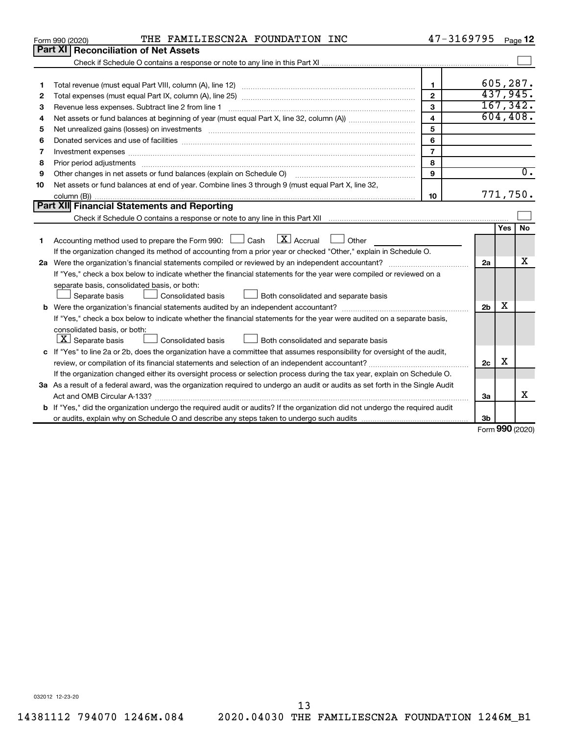Form 990 (2020) THE FAMILIESCN2A FOUNDATION INC 47-3169795 Page 12

## Part XI Reconciliation of Net Assets

Check if Schedule O contains a response or note to any line in this Part XI ☐

| | | | |
|---|---|---|---|
| 1 | Total revenue (must equal Part VIII, column (A), line 12) | 1 | 605,287. |
| 2 | Total expenses (must equal Part IX, column (A), line 25) | 2 | 437,945. |
| 3 | Revenue less expenses. Subtract line 2 from line 1 | 3 | 167,342. |
| 4 | Net assets or fund balances at beginning of year (must equal Part X, line 32, column (A)) | 4 | 604,408. |
| 5 | Net unrealized gains (losses) on investments | 5 | |
| 6 | Donated services and use of facilities | 6 | |
| 7 | Investment expenses | 7 | |
| 8 | Prior period adjustments | 8 | |
| 9 | Other changes in net assets or fund balances (explain on Schedule O) | 9 | 0. |
| 10 | Net assets or fund balances at end of year. Combine lines 3 through 9 (must equal Part X, line 32, column (B)) | 10 | 771,750. |

## Part XII Financial Statements and Reporting

Check if Schedule O contains a response or note to any line in this Part XII ☐

| | | | Yes | No |
|---|---|---|---|---|
| 1 | Accounting method used to prepare the Form 990: ☐ Cash ☒ Accrual ☐ Other<br>If the organization changed its method of accounting from a prior year or checked "Other," explain in Schedule O. | | | |
| 2a | Were the organization's financial statements compiled or reviewed by an independent accountant?<br>If "Yes," check a box below to indicate whether the financial statements for the year were compiled or reviewed on a separate basis, consolidated basis, or both:<br>☐ Separate basis ☐ Consolidated basis ☐ Both consolidated and separate basis | 2a | | X |
| b | Were the organization's financial statements audited by an independent accountant?<br>If "Yes," check a box below to indicate whether the financial statements for the year were audited on a separate basis, consolidated basis, or both:<br>☒ Separate basis ☐ Consolidated basis ☐ Both consolidated and separate basis | 2b | X | |
| c | If "Yes" to line 2a or 2b, does the organization have a committee that assumes responsibility for oversight of the audit, review, or compilation of its financial statements and selection of an independent accountant?<br>If the organization changed either its oversight process or selection process during the tax year, explain on Schedule O. | 2c | X | |
| 3a | As a result of a federal award, was the organization required to undergo an audit or audits as set forth in the Single Audit Act and OMB Circular A-133? | 3a | | X |
| b | If "Yes," did the organization undergo the required audit or audits? If the organization did not undergo the required audit or audits, explain why on Schedule O and describe any steps taken to undergo such audits | 3b | | |

Form 990 (2020)

032012 12-23-20

14381112 794070 1246M.084 2020.04030 THE FAMILIESCN2A FOUNDATION 1246M_B1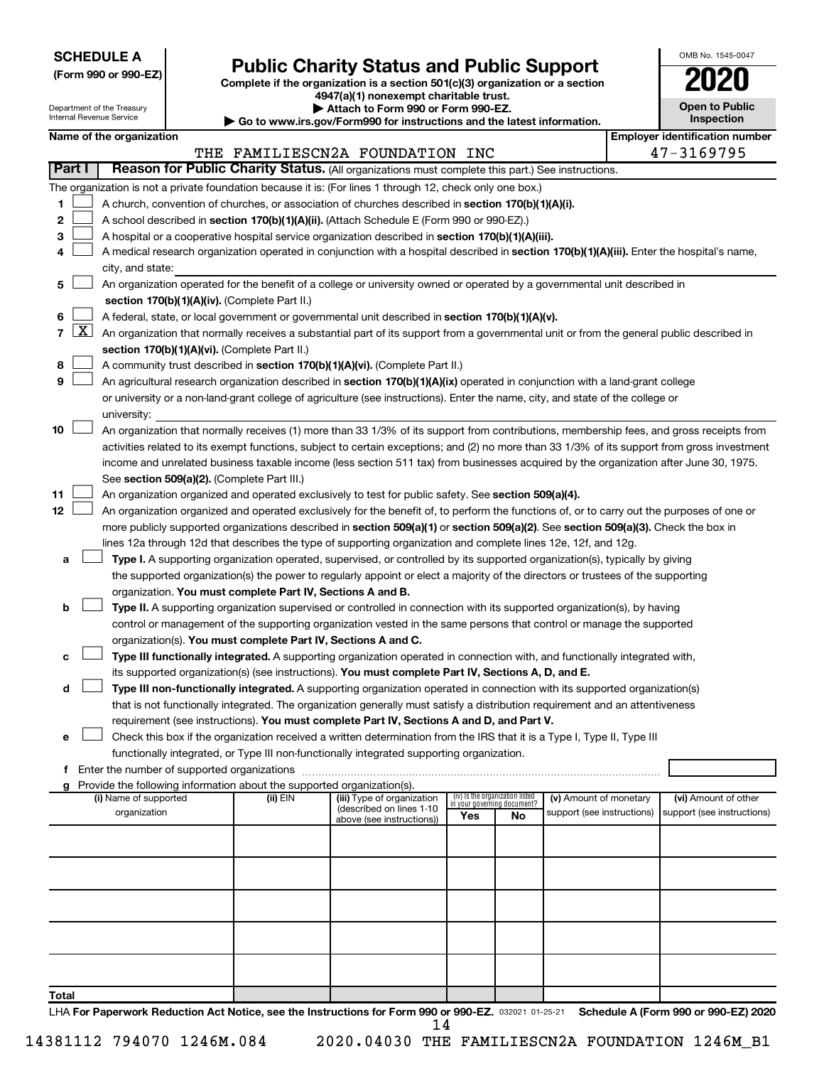**SCHEDULE A**
**(Form 990 or 990-EZ)**

Department of the Treasury
Internal Revenue Service

# Public Charity Status and Public Support

**Complete if the organization is a section 501(c)(3) organization or a section 4947(a)(1) nonexempt charitable trust.**
**▶ Attach to Form 990 or Form 990-EZ.**
**▶ Go to www.irs.gov/Form990 for instructions and the latest information.**

OMB No. 1545-0047
**2020**
**Open to Public Inspection**

**Name of the organization:** THE FAMILIESCN2A FOUNDATION INC
**Employer identification number:** 47-3169795

## Part I — Reason for Public Charity Status. (All organizations must complete this part.) See instructions.

The organization is not a private foundation because it is: (For lines 1 through 12, check only one box.)

1. ☐ A church, convention of churches, or association of churches described in **section 170(b)(1)(A)(i).**
2. ☐ A school described in **section 170(b)(1)(A)(ii).** (Attach Schedule E (Form 990 or 990-EZ).)
3. ☐ A hospital or a cooperative hospital service organization described in **section 170(b)(1)(A)(iii).**
4. ☐ A medical research organization operated in conjunction with a hospital described in **section 170(b)(1)(A)(iii).** Enter the hospital's name, city, and state:
5. ☐ An organization operated for the benefit of a college or university owned or operated by a governmental unit described in **section 170(b)(1)(A)(iv).** (Complete Part II.)
6. ☐ A federal, state, or local government or governmental unit described in **section 170(b)(1)(A)(v).**
7. ☒ An organization that normally receives a substantial part of its support from a governmental unit or from the general public described in **section 170(b)(1)(A)(vi).** (Complete Part II.)
8. ☐ A community trust described in **section 170(b)(1)(A)(vi).** (Complete Part II.)
9. ☐ An agricultural research organization described in **section 170(b)(1)(A)(ix)** operated in conjunction with a land-grant college or university or a non-land-grant college of agriculture (see instructions). Enter the name, city, and state of the college or university:
10. ☐ An organization that normally receives (1) more than 33 1/3% of its support from contributions, membership fees, and gross receipts from activities related to its exempt functions, subject to certain exceptions; and (2) no more than 33 1/3% of its support from gross investment income and unrelated business taxable income (less section 511 tax) from businesses acquired by the organization after June 30, 1975. See **section 509(a)(2).** (Complete Part III.)
11. ☐ An organization organized and operated exclusively to test for public safety. See **section 509(a)(4).**
12. ☐ An organization organized and operated exclusively for the benefit of, to perform the functions of, or to carry out the purposes of one or more publicly supported organizations described in **section 509(a)(1)** or **section 509(a)(2).** See **section 509(a)(3).** Check the box in lines 12a through 12d that describes the type of supporting organization and complete lines 12e, 12f, and 12g.
   - **a** ☐ **Type I.** A supporting organization operated, supervised, or controlled by its supported organization(s), typically by giving the supported organization(s) the power to regularly appoint or elect a majority of the directors or trustees of the supporting organization. **You must complete Part IV, Sections A and B.**
   - **b** ☐ **Type II.** A supporting organization supervised or controlled in connection with its supported organization(s), by having control or management of the supporting organization vested in the same persons that control or manage the supported organization(s). **You must complete Part IV, Sections A and C.**
   - **c** ☐ **Type III functionally integrated.** A supporting organization operated in connection with, and functionally integrated with, its supported organization(s) (see instructions). **You must complete Part IV, Sections A, D, and E.**
   - **d** ☐ **Type III non-functionally integrated.** A supporting organization operated in connection with its supported organization(s) that is not functionally integrated. The organization generally must satisfy a distribution requirement and an attentiveness requirement (see instructions). **You must complete Part IV, Sections A and D, and Part V.**
   - **e** ☐ Check this box if the organization received a written determination from the IRS that it is a Type I, Type II, Type III functionally integrated, or Type III non-functionally integrated supporting organization.
   - **f** Enter the number of supported organizations
   - **g** Provide the following information about the supported organization(s).

| (i) Name of supported organization | (ii) EIN | (iii) Type of organization (described on lines 1-10 above (see instructions)) | (iv) Is the organization listed in your governing document? Yes | No | (v) Amount of monetary support (see instructions) | (vi) Amount of other support (see instructions) |
|---|---|---|---|---|---|---|
| | | | | | | |
| | | | | | | |
| | | | | | | |
| | | | | | | |
| | | | | | | |
| **Total** | | | | | | |

LHA **For Paperwork Reduction Act Notice, see the Instructions for Form 990 or 990-EZ.** 032021 01-25-21 **Schedule A (Form 990 or 990-EZ) 2020**

14381112 794070 1246M.084 2020.04030 THE FAMILIESCN2A FOUNDATION 1246M_B1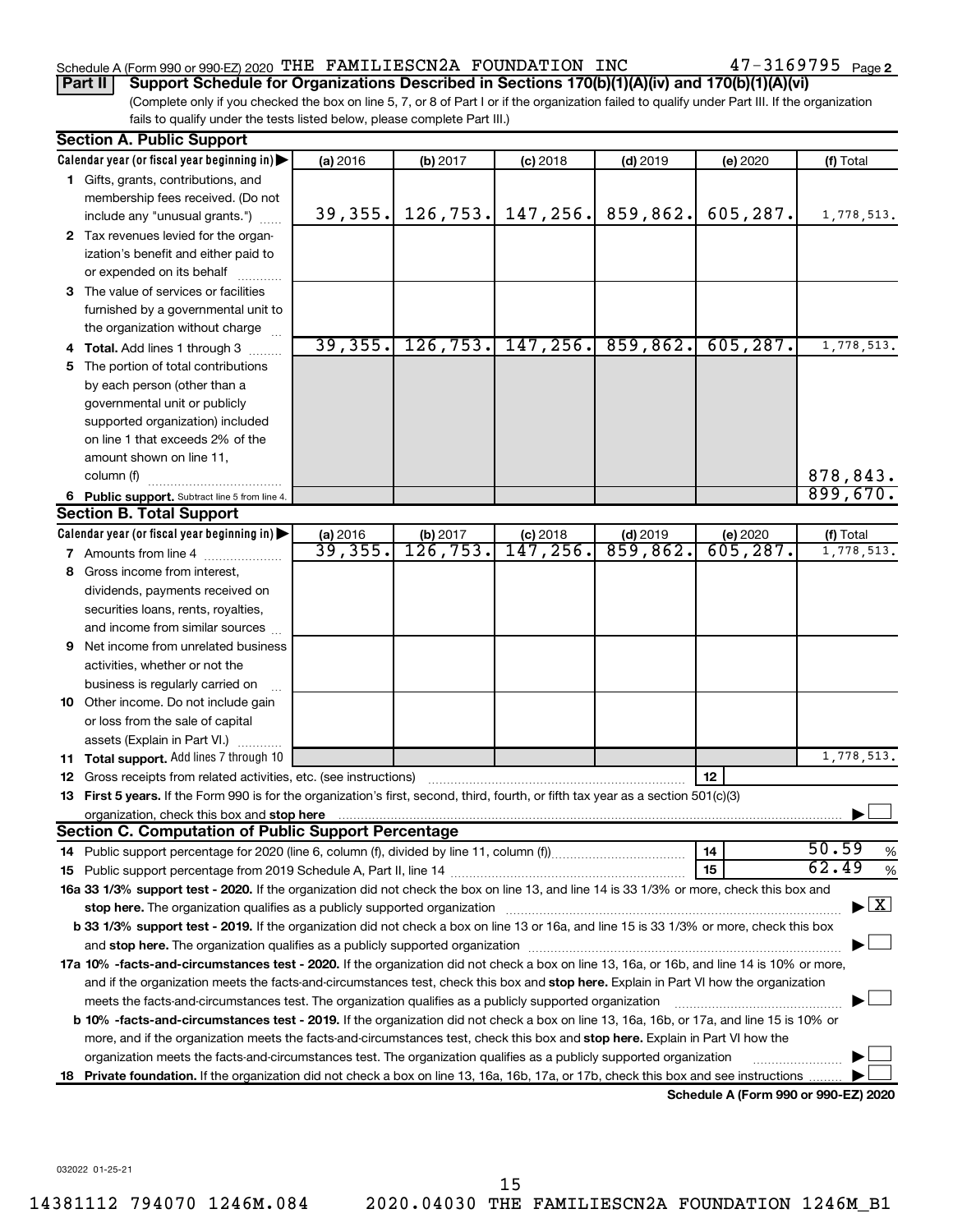Schedule A (Form 990 or 990-EZ) 2020 THE FAMILIESCN2A FOUNDATION INC 47-3169795 Page 2

**Part II** **Support Schedule for Organizations Described in Sections 170(b)(1)(A)(iv) and 170(b)(1)(A)(vi)**

(Complete only if you checked the box on line 5, 7, or 8 of Part I or if the organization failed to qualify under Part III. If the organization fails to qualify under the tests listed below, please complete Part III.)

**Section A. Public Support**

| Calendar year (or fiscal year beginning in) ▶ | (a) 2016 | (b) 2017 | (c) 2018 | (d) 2019 | (e) 2020 | (f) Total |
|---|---|---|---|---|---|---|
| 1 Gifts, grants, contributions, and membership fees received. (Do not include any "unusual grants.") | 39,355. | 126,753. | 147,256. | 859,862. | 605,287. | 1,778,513. |
| 2 Tax revenues levied for the organization's benefit and either paid to or expended on its behalf | | | | | | |
| 3 The value of services or facilities furnished by a governmental unit to the organization without charge | | | | | | |
| 4 **Total.** Add lines 1 through 3 | 39,355. | 126,753. | 147,256. | 859,862. | 605,287. | 1,778,513. |
| 5 The portion of total contributions by each person (other than a governmental unit or publicly supported organization) included on line 1 that exceeds 2% of the amount shown on line 11, column (f) | | | | | | 878,843. |
| 6 **Public support.** Subtract line 5 from line 4. | | | | | | 899,670. |

**Section B. Total Support**

| Calendar year (or fiscal year beginning in) ▶ | (a) 2016 | (b) 2017 | (c) 2018 | (d) 2019 | (e) 2020 | (f) Total |
|---|---|---|---|---|---|---|
| 7 Amounts from line 4 | 39,355. | 126,753. | 147,256. | 859,862. | 605,287. | 1,778,513. |
| 8 Gross income from interest, dividends, payments received on securities loans, rents, royalties, and income from similar sources | | | | | | |
| 9 Net income from unrelated business activities, whether or not the business is regularly carried on | | | | | | |
| 10 Other income. Do not include gain or loss from the sale of capital assets (Explain in Part VI.) | | | | | | |
| 11 **Total support.** Add lines 7 through 10 | | | | | | 1,778,513. |

12 Gross receipts from related activities, etc. (see instructions) | 12 |

13 **First 5 years.** If the Form 990 is for the organization's first, second, third, fourth, or fifth tax year as a section 501(c)(3) organization, check this box and **stop here** ▶ ☐

**Section C. Computation of Public Support Percentage**

14 Public support percentage for 2020 (line 6, column (f), divided by line 11, column (f)) | 14 | 50.59 %

15 Public support percentage from 2019 Schedule A, Part II, line 14 | 15 | 62.49 %

**16a 33 1/3% support test - 2020.** If the organization did not check the box on line 13, and line 14 is 33 1/3% or more, check this box and **stop here.** The organization qualifies as a publicly supported organization ▶ ☒

**b 33 1/3% support test - 2019.** If the organization did not check a box on line 13 or 16a, and line 15 is 33 1/3% or more, check this box and **stop here.** The organization qualifies as a publicly supported organization ▶ ☐

**17a 10% -facts-and-circumstances test - 2020.** If the organization did not check a box on line 13, 16a, or 16b, and line 14 is 10% or more, and if the organization meets the facts-and-circumstances test, check this box and **stop here.** Explain in Part VI how the organization meets the facts-and-circumstances test. The organization qualifies as a publicly supported organization ▶ ☐

**b 10% -facts-and-circumstances test - 2019.** If the organization did not check a box on line 13, 16a, 16b, or 17a, and line 15 is 10% or more, and if the organization meets the facts-and-circumstances test, check this box and **stop here.** Explain in Part VI how the organization meets the facts-and-circumstances test. The organization qualifies as a publicly supported organization ▶ ☐

**18 Private foundation.** If the organization did not check a box on line 13, 16a, 16b, 17a, or 17b, check this box and see instructions ▶ ☐

**Schedule A (Form 990 or 990-EZ) 2020**

032022 01-25-21

14381112 794070 1246M.084 2020.04030 THE FAMILIESCN2A FOUNDATION 1246M_B1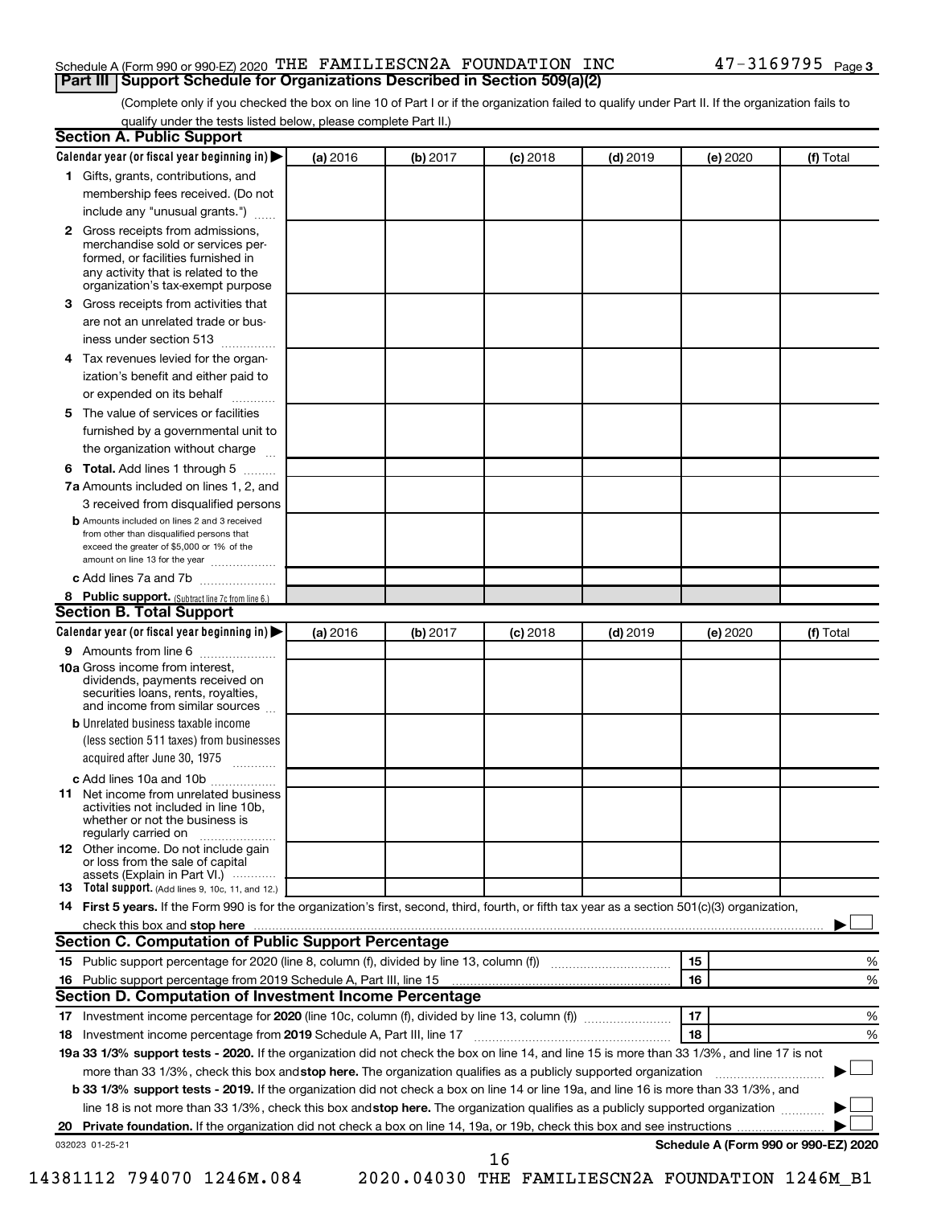Schedule A (Form 990 or 990-EZ) 2020 THE FAMILIESCN2A FOUNDATION INC 47-3169795 Page 3

## Part III Support Schedule for Organizations Described in Section 509(a)(2)

(Complete only if you checked the box on line 10 of Part I or if the organization failed to qualify under Part II. If the organization fails to qualify under the tests listed below, please complete Part II.)

### Section A. Public Support

| Calendar year (or fiscal year beginning in) ▶ | (a) 2016 | (b) 2017 | (c) 2018 | (d) 2019 | (e) 2020 | (f) Total |
|---|---|---|---|---|---|---|
| **1** Gifts, grants, contributions, and membership fees received. (Do not include any "unusual grants.") | | | | | | |
| **2** Gross receipts from admissions, merchandise sold or services performed, or facilities furnished in any activity that is related to the organization's tax-exempt purpose | | | | | | |
| **3** Gross receipts from activities that are not an unrelated trade or business under section 513 | | | | | | |
| **4** Tax revenues levied for the organization's benefit and either paid to or expended on its behalf | | | | | | |
| **5** The value of services or facilities furnished by a governmental unit to the organization without charge | | | | | | |
| **6** **Total.** Add lines 1 through 5 | | | | | | |
| **7a** Amounts included on lines 1, 2, and 3 received from disqualified persons | | | | | | |
| **b** Amounts included on lines 2 and 3 received from other than disqualified persons that exceed the greater of $5,000 or 1% of the amount on line 13 for the year | | | | | | |
| **c** Add lines 7a and 7b | | | | | | |
| **8** **Public support.** (Subtract line 7c from line 6.) | | | | | | |

### Section B. Total Support

| Calendar year (or fiscal year beginning in) ▶ | (a) 2016 | (b) 2017 | (c) 2018 | (d) 2019 | (e) 2020 | (f) Total |
|---|---|---|---|---|---|---|
| **9** Amounts from line 6 | | | | | | |
| **10a** Gross income from interest, dividends, payments received on securities loans, rents, royalties, and income from similar sources | | | | | | |
| **b** Unrelated business taxable income (less section 511 taxes) from businesses acquired after June 30, 1975 | | | | | | |
| **c** Add lines 10a and 10b | | | | | | |
| **11** Net income from unrelated business activities not included in line 10b, whether or not the business is regularly carried on | | | | | | |
| **12** Other income. Do not include gain or loss from the sale of capital assets (Explain in Part VI.) | | | | | | |
| **13** **Total support.** (Add lines 9, 10c, 11, and 12.) | | | | | | |

**14** **First 5 years.** If the Form 990 is for the organization's first, second, third, fourth, or fifth tax year as a section 501(c)(3) organization, check this box and **stop here** ▶ ☐

### Section C. Computation of Public Support Percentage

| | | | |
|---|---|---|---|
| **15** Public support percentage for 2020 (line 8, column (f), divided by line 13, column (f)) | 15 | | % |
| **16** Public support percentage from 2019 Schedule A, Part III, line 15 | 16 | | % |

### Section D. Computation of Investment Income Percentage

| | | | |
|---|---|---|---|
| **17** Investment income percentage for **2020** (line 10c, column (f), divided by line 13, column (f)) | 17 | | % |
| **18** Investment income percentage from **2019** Schedule A, Part III, line 17 | 18 | | % |

**19a 33 1/3% support tests - 2020.** If the organization did not check the box on line 14, and line 15 is more than 33 1/3%, and line 17 is not more than 33 1/3%, check this box and **stop here.** The organization qualifies as a publicly supported organization ▶ ☐

**b 33 1/3% support tests - 2019.** If the organization did not check a box on line 14 or line 19a, and line 16 is more than 33 1/3%, and line 18 is not more than 33 1/3%, check this box and **stop here.** The organization qualifies as a publicly supported organization ▶ ☐

**20** **Private foundation.** If the organization did not check a box on line 14, 19a, or 19b, check this box and see instructions ▶ ☐

032023 01-25-21 **Schedule A (Form 990 or 990-EZ) 2020**

14381112 794070 1246M.084 2020.04030 THE FAMILIESCN2A FOUNDATION 1246M_B1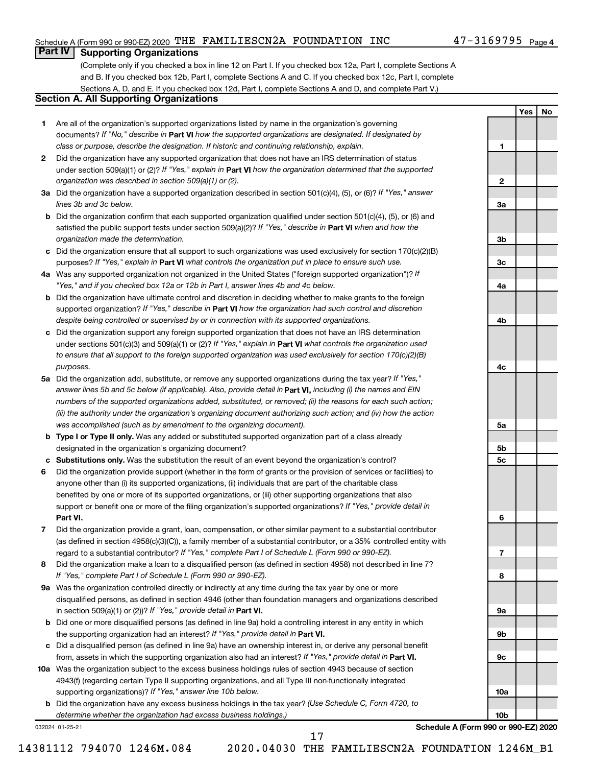Schedule A (Form 990 or 990-EZ) 2020 THE FAMILIESCN2A FOUNDATION INC 47-3169795 Page 4

## Part IV Supporting Organizations

(Complete only if you checked a box in line 12 on Part I. If you checked box 12a, Part I, complete Sections A and B. If you checked box 12b, Part I, complete Sections A and C. If you checked box 12c, Part I, complete Sections A, D, and E. If you checked box 12d, Part I, complete Sections A and D, and complete Part V.)

### Section A. All Supporting Organizations

| | | | Yes | No |
|---|---|---|---|---|
| **1** | Are all of the organization's supported organizations listed by name in the organization's governing documents? *If "No," describe in* **Part VI** *how the supported organizations are designated. If designated by class or purpose, describe the designation. If historic and continuing relationship, explain.* | 1 | | |
| **2** | Did the organization have any supported organization that does not have an IRS determination of status under section 509(a)(1) or (2)? *If "Yes," explain in* **Part VI** *how the organization determined that the supported organization was described in section 509(a)(1) or (2).* | 2 | | |
| **3a** | Did the organization have a supported organization described in section 501(c)(4), (5), or (6)? *If "Yes," answer lines 3b and 3c below.* | 3a | | |
| **b** | Did the organization confirm that each supported organization qualified under section 501(c)(4), (5), or (6) and satisfied the public support tests under section 509(a)(2)? *If "Yes," describe in* **Part VI** *when and how the organization made the determination.* | 3b | | |
| **c** | Did the organization ensure that all support to such organizations was used exclusively for section 170(c)(2)(B) purposes? *If "Yes," explain in* **Part VI** *what controls the organization put in place to ensure such use.* | 3c | | |
| **4a** | Was any supported organization not organized in the United States ("foreign supported organization")? *If "Yes," and if you checked box 12a or 12b in Part I, answer lines 4b and 4c below.* | 4a | | |
| **b** | Did the organization have ultimate control and discretion in deciding whether to make grants to the foreign supported organization? *If "Yes," describe in* **Part VI** *how the organization had such control and discretion despite being controlled or supervised by or in connection with its supported organizations.* | 4b | | |
| **c** | Did the organization support any foreign supported organization that does not have an IRS determination under sections 501(c)(3) and 509(a)(1) or (2)? *If "Yes," explain in* **Part VI** *what controls the organization used to ensure that all support to the foreign supported organization was used exclusively for section 170(c)(2)(B) purposes.* | 4c | | |
| **5a** | Did the organization add, substitute, or remove any supported organizations during the tax year? *If "Yes," answer lines 5b and 5c below (if applicable). Also, provide detail in* **Part VI,** *including (i) the names and EIN numbers of the supported organizations added, substituted, or removed; (ii) the reasons for each such action; (iii) the authority under the organization's organizing document authorizing such action; and (iv) how the action was accomplished (such as by amendment to the organizing document).* | 5a | | |
| **b** | **Type I or Type II only.** Was any added or substituted supported organization part of a class already designated in the organization's organizing document? | 5b | | |
| **c** | **Substitutions only.** Was the substitution the result of an event beyond the organization's control? | 5c | | |
| **6** | Did the organization provide support (whether in the form of grants or the provision of services or facilities) to anyone other than (i) its supported organizations, (ii) individuals that are part of the charitable class benefited by one or more of its supported organizations, or (iii) other supporting organizations that also support or benefit one or more of the filing organization's supported organizations? *If "Yes," provide detail in* **Part VI.** | 6 | | |
| **7** | Did the organization provide a grant, loan, compensation, or other similar payment to a substantial contributor (as defined in section 4958(c)(3)(C)), a family member of a substantial contributor, or a 35% controlled entity with regard to a substantial contributor? *If "Yes," complete Part I of Schedule L (Form 990 or 990-EZ).* | 7 | | |
| **8** | Did the organization make a loan to a disqualified person (as defined in section 4958) not described in line 7? *If "Yes," complete Part I of Schedule L (Form 990 or 990-EZ).* | 8 | | |
| **9a** | Was the organization controlled directly or indirectly at any time during the tax year by one or more disqualified persons, as defined in section 4946 (other than foundation managers and organizations described in section 509(a)(1) or (2))? *If "Yes," provide detail in* **Part VI.** | 9a | | |
| **b** | Did one or more disqualified persons (as defined in line 9a) hold a controlling interest in any entity in which the supporting organization had an interest? *If "Yes," provide detail in* **Part VI.** | 9b | | |
| **c** | Did a disqualified person (as defined in line 9a) have an ownership interest in, or derive any personal benefit from, assets in which the supporting organization also had an interest? *If "Yes," provide detail in* **Part VI.** | 9c | | |
| **10a** | Was the organization subject to the excess business holdings rules of section 4943 because of section 4943(f) (regarding certain Type II supporting organizations, and all Type III non-functionally integrated supporting organizations)? *If "Yes," answer line 10b below.* | 10a | | |
| **b** | Did the organization have any excess business holdings in the tax year? *(Use Schedule C, Form 4720, to determine whether the organization had excess business holdings.)* | 10b | | |

032024 01-25-21 **Schedule A (Form 990 or 990-EZ) 2020**

14381112 794070 1246M.084 2020.04030 THE FAMILIESCN2A FOUNDATION 1246M_B1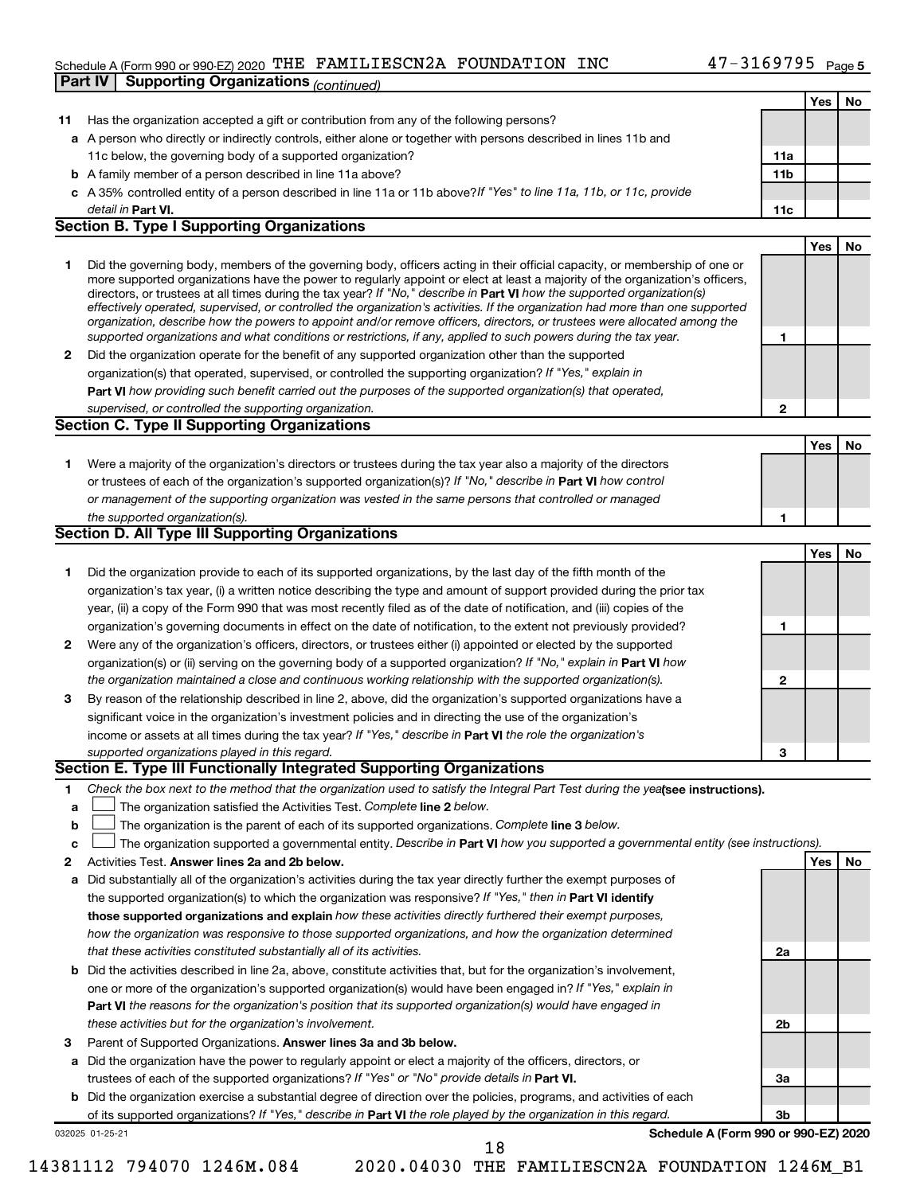Schedule A (Form 990 or 990-EZ) 2020 THE FAMILIESCN2A FOUNDATION INC 47-3169795 Page 5

**Part IV | Supporting Organizations** *(continued)*

| | | | Yes | No |
|---|---|---|---|---|
| **11** | Has the organization accepted a gift or contribution from any of the following persons? | | | |
| **a** | A person who directly or indirectly controls, either alone or together with persons described in lines 11b and 11c below, the governing body of a supported organization? | **11a** | | |
| **b** | A family member of a person described in line 11a above? | **11b** | | |
| **c** | A 35% controlled entity of a person described in line 11a or 11b above? *If "Yes" to line 11a, 11b, or 11c, provide detail in* **Part VI.** | **11c** | | |

### Section B. Type I Supporting Organizations

| | | | Yes | No |
|---|---|---|---|---|
| **1** | Did the governing body, members of the governing body, officers acting in their official capacity, or membership of one or more supported organizations have the power to regularly appoint or elect at least a majority of the organization's officers, directors, or trustees at all times during the tax year? *If "No," describe in* **Part VI** *how the supported organization(s) effectively operated, supervised, or controlled the organization's activities. If the organization had more than one supported organization, describe how the powers to appoint and/or remove officers, directors, or trustees were allocated among the supported organizations and what conditions or restrictions, if any, applied to such powers during the tax year.* | **1** | | |
| **2** | Did the organization operate for the benefit of any supported organization other than the supported organization(s) that operated, supervised, or controlled the supporting organization? *If "Yes," explain in* **Part VI** *how providing such benefit carried out the purposes of the supported organization(s) that operated, supervised, or controlled the supporting organization.* | **2** | | |

### Section C. Type II Supporting Organizations

| | | | Yes | No |
|---|---|---|---|---|
| **1** | Were a majority of the organization's directors or trustees during the tax year also a majority of the directors or trustees of each of the organization's supported organization(s)? *If "No," describe in* **Part VI** *how control or management of the supporting organization was vested in the same persons that controlled or managed the supported organization(s).* | **1** | | |

### Section D. All Type III Supporting Organizations

| | | | Yes | No |
|---|---|---|---|---|
| **1** | Did the organization provide to each of its supported organizations, by the last day of the fifth month of the organization's tax year, (i) a written notice describing the type and amount of support provided during the prior tax year, (ii) a copy of the Form 990 that was most recently filed as of the date of notification, and (iii) copies of the organization's governing documents in effect on the date of notification, to the extent not previously provided? | **1** | | |
| **2** | Were any of the organization's officers, directors, or trustees either (i) appointed or elected by the supported organization(s) or (ii) serving on the governing body of a supported organization? *If "No," explain in* **Part VI** *how the organization maintained a close and continuous working relationship with the supported organization(s).* | **2** | | |
| **3** | By reason of the relationship described in line 2, above, did the organization's supported organizations have a significant voice in the organization's investment policies and in directing the use of the organization's income or assets at all times during the tax year? *If "Yes," describe in* **Part VI** *the role the organization's supported organizations played in this regard.* | **3** | | |

### Section E. Type III Functionally Integrated Supporting Organizations

**1** *Check the box next to the method that the organization used to satisfy the Integral Part Test during the year* **(see instructions).**

- **a** ☐ The organization satisfied the Activities Test. *Complete* **line 2** *below.*
- **b** ☐ The organization is the parent of each of its supported organizations. *Complete* **line 3** *below.*
- **c** ☐ The organization supported a governmental entity. *Describe in* **Part VI** *how you supported a governmental entity (see instructions).*

| | | | Yes | No |
|---|---|---|---|---|
| **2** | Activities Test. **Answer lines 2a and 2b below.** | | | |
| **a** | Did substantially all of the organization's activities during the tax year directly further the exempt purposes of the supported organization(s) to which the organization was responsive? *If "Yes," then in* **Part VI identify those supported organizations and explain** *how these activities directly furthered their exempt purposes, how the organization was responsive to those supported organizations, and how the organization determined that these activities constituted substantially all of its activities.* | **2a** | | |
| **b** | Did the activities described in line 2a, above, constitute activities that, but for the organization's involvement, one or more of the organization's supported organization(s) would have been engaged in? *If "Yes," explain in* **Part VI** *the reasons for the organization's position that its supported organization(s) would have engaged in these activities but for the organization's involvement.* | **2b** | | |
| **3** | Parent of Supported Organizations. **Answer lines 3a and 3b below.** | | | |
| **a** | Did the organization have the power to regularly appoint or elect a majority of the officers, directors, or trustees of each of the supported organizations? *If "Yes" or "No" provide details in* **Part VI.** | **3a** | | |
| **b** | Did the organization exercise a substantial degree of direction over the policies, programs, and activities of each of its supported organizations? *If "Yes," describe in* **Part VI** *the role played by the organization in this regard.* | **3b** | | |

032025 01-25-21 **Schedule A (Form 990 or 990-EZ) 2020**

14381112 794070 1246M.084 2020.04030 THE FAMILIESCN2A FOUNDATION 1246M_B1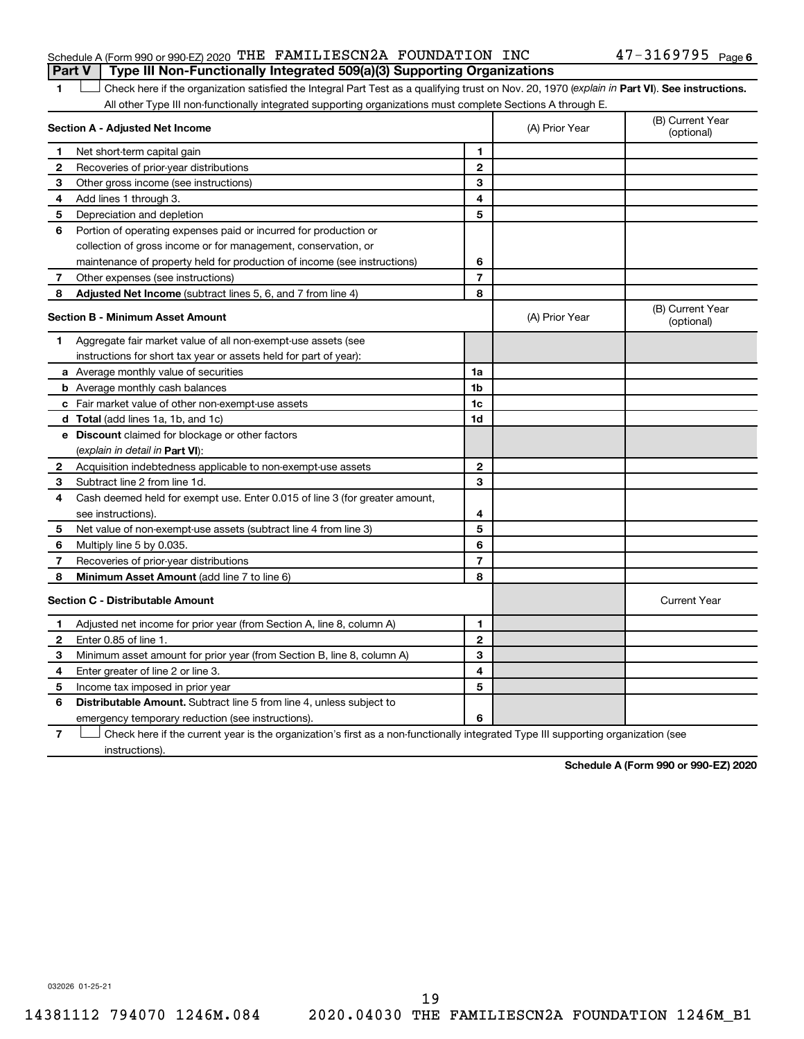Schedule A (Form 990 or 990-EZ) 2020 THE FAMILIESCN2A FOUNDATION INC 47-3169795 Page 6

**Part V | Type III Non-Functionally Integrated 509(a)(3) Supporting Organizations**

1 ☐ Check here if the organization satisfied the Integral Part Test as a qualifying trust on Nov. 20, 1970 (*explain in* **Part VI**). **See instructions.** All other Type III non-functionally integrated supporting organizations must complete Sections A through E.

| **Section A - Adjusted Net Income** | | (A) Prior Year | (B) Current Year (optional) |
|---|---|---|---|
| **1** Net short-term capital gain | 1 | | |
| **2** Recoveries of prior-year distributions | 2 | | |
| **3** Other gross income (see instructions) | 3 | | |
| **4** Add lines 1 through 3. | 4 | | |
| **5** Depreciation and depletion | 5 | | |
| **6** Portion of operating expenses paid or incurred for production or collection of gross income or for management, conservation, or maintenance of property held for production of income (see instructions) | 6 | | |
| **7** Other expenses (see instructions) | 7 | | |
| **8** **Adjusted Net Income** (subtract lines 5, 6, and 7 from line 4) | 8 | | |

| **Section B - Minimum Asset Amount** | | (A) Prior Year | (B) Current Year (optional) |
|---|---|---|---|
| **1** Aggregate fair market value of all non-exempt-use assets (see instructions for short tax year or assets held for part of year): | | | |
| **a** Average monthly value of securities | 1a | | |
| **b** Average monthly cash balances | 1b | | |
| **c** Fair market value of other non-exempt-use assets | 1c | | |
| **d** **Total** (add lines 1a, 1b, and 1c) | 1d | | |
| **e** **Discount** claimed for blockage or other factors (*explain in detail in* **Part VI**): | | | |
| **2** Acquisition indebtedness applicable to non-exempt-use assets | 2 | | |
| **3** Subtract line 2 from line 1d. | 3 | | |
| **4** Cash deemed held for exempt use. Enter 0.015 of line 3 (for greater amount, see instructions). | 4 | | |
| **5** Net value of non-exempt-use assets (subtract line 4 from line 3) | 5 | | |
| **6** Multiply line 5 by 0.035. | 6 | | |
| **7** Recoveries of prior-year distributions | 7 | | |
| **8** **Minimum Asset Amount** (add line 7 to line 6) | 8 | | |

| **Section C - Distributable Amount** | | | Current Year |
|---|---|---|---|
| **1** Adjusted net income for prior year (from Section A, line 8, column A) | 1 | | |
| **2** Enter 0.85 of line 1. | 2 | | |
| **3** Minimum asset amount for prior year (from Section B, line 8, column A) | 3 | | |
| **4** Enter greater of line 2 or line 3. | 4 | | |
| **5** Income tax imposed in prior year | 5 | | |
| **6** **Distributable Amount.** Subtract line 5 from line 4, unless subject to emergency temporary reduction (see instructions). | 6 | | |

7 ☐ Check here if the current year is the organization's first as a non-functionally integrated Type III supporting organization (see instructions).

**Schedule A (Form 990 or 990-EZ) 2020**

032026 01-25-21

14381112 794070 1246M.084 2020.04030 THE FAMILIESCN2A FOUNDATION 1246M_B1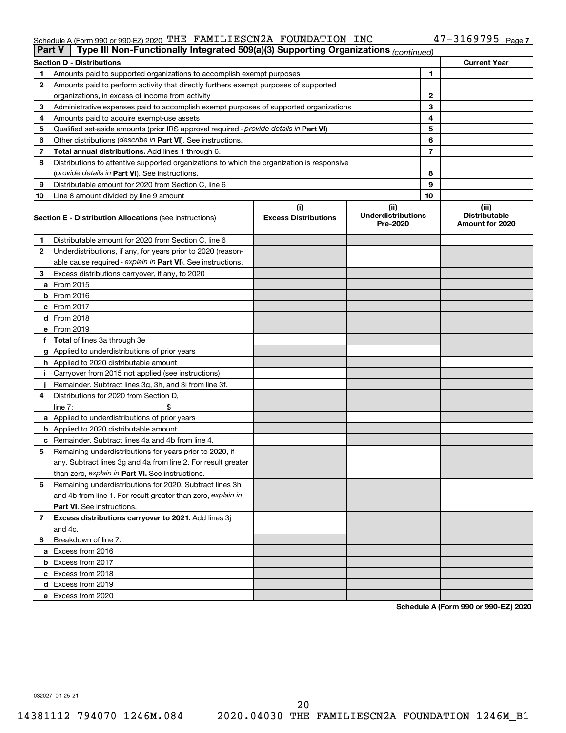Schedule A (Form 990 or 990-EZ) 2020 THE FAMILIESCN2A FOUNDATION INC 47-3169795 Page 7

## Part V Type III Non-Functionally Integrated 509(a)(3) Supporting Organizations *(continued)*

| **Section D - Distributions** | | | **Current Year** |
|---|---|---|---|
| 1 | Amounts paid to supported organizations to accomplish exempt purposes | 1 | |
| 2 | Amounts paid to perform activity that directly furthers exempt purposes of supported organizations, in excess of income from activity | 2 | |
| 3 | Administrative expenses paid to accomplish exempt purposes of supported organizations | 3 | |
| 4 | Amounts paid to acquire exempt-use assets | 4 | |
| 5 | Qualified set-aside amounts (prior IRS approval required - *provide details in* **Part VI**) | 5 | |
| 6 | Other distributions (*describe in* **Part VI**). See instructions. | 6 | |
| 7 | **Total annual distributions.** Add lines 1 through 6. | 7 | |
| 8 | Distributions to attentive supported organizations to which the organization is responsive (*provide details in* **Part VI**). See instructions. | 8 | |
| 9 | Distributable amount for 2020 from Section C, line 6 | 9 | |
| 10 | Line 8 amount divided by line 9 amount | 10 | |

| **Section E - Distribution Allocations** (see instructions) | (i) Excess Distributions | (ii) Underdistributions Pre-2020 | (iii) Distributable Amount for 2020 |
|---|---|---|---|
| **1** Distributable amount for 2020 from Section C, line 6 | | | |
| **2** Underdistributions, if any, for years prior to 2020 (reasonable cause required - *explain in* **Part VI**). See instructions. | | | |
| **3** Excess distributions carryover, if any, to 2020 | | | |
| **a** From 2015 | | | |
| **b** From 2016 | | | |
| **c** From 2017 | | | |
| **d** From 2018 | | | |
| **e** From 2019 | | | |
| **f Total** of lines 3a through 3e | | | |
| **g** Applied to underdistributions of prior years | | | |
| **h** Applied to 2020 distributable amount | | | |
| **i** Carryover from 2015 not applied (see instructions) | | | |
| **j** Remainder. Subtract lines 3g, 3h, and 3i from line 3f. | | | |
| **4** Distributions for 2020 from Section D, line 7: $ | | | |
| **a** Applied to underdistributions of prior years | | | |
| **b** Applied to 2020 distributable amount | | | |
| **c** Remainder. Subtract lines 4a and 4b from line 4. | | | |
| **5** Remaining underdistributions for years prior to 2020, if any. Subtract lines 3g and 4a from line 2. For result greater than zero, *explain in* **Part VI.** See instructions. | | | |
| **6** Remaining underdistributions for 2020. Subtract lines 3h and 4b from line 1. For result greater than zero, *explain in* **Part VI**. See instructions. | | | |
| **7 Excess distributions carryover to 2021.** Add lines 3j and 4c. | | | |
| **8** Breakdown of line 7: | | | |
| **a** Excess from 2016 | | | |
| **b** Excess from 2017 | | | |
| **c** Excess from 2018 | | | |
| **d** Excess from 2019 | | | |
| **e** Excess from 2020 | | | |

**Schedule A (Form 990 or 990-EZ) 2020**

032027 01-25-21

14381112 794070 1246M.084 2020.04030 THE FAMILIESCN2A FOUNDATION 1246M_B1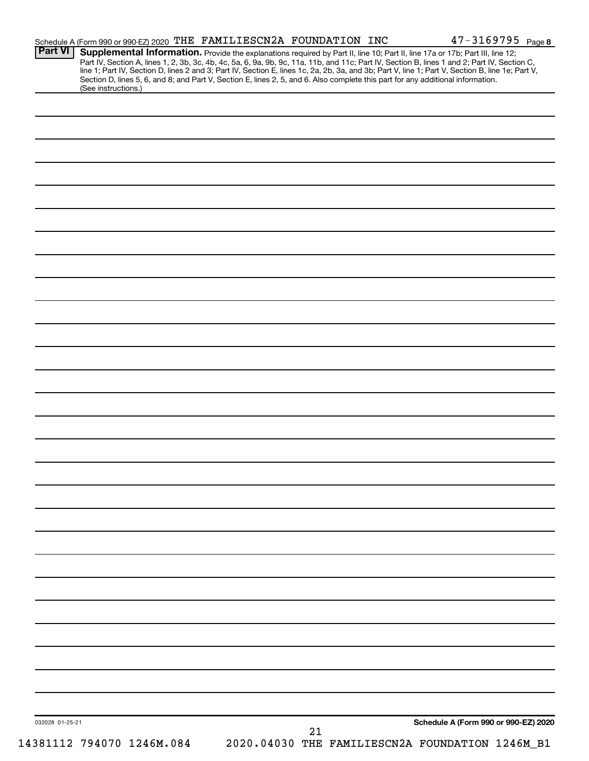Schedule A (Form 990 or 990-EZ) 2020 THE FAMILIESCN2A FOUNDATION INC 47-3169795

## Part VI Supplemental Information.

Provide the explanations required by Part II, line 10; Part II, line 17a or 17b; Part III, line 12; Part IV, Section A, lines 1, 2, 3b, 3c, 4b, 4c, 5a, 6, 9a, 9b, 9c, 11a, 11b, and 11c; Part IV, Section B, lines 1 and 2; Part IV, Section C, line 1; Part IV, Section D, lines 2 and 3; Part IV, Section E, lines 1c, 2a, 2b, 3a, and 3b; Part V, line 1; Part V, Section B, line 1e; Part V, Section D, lines 5, 6, and 8; and Part V, Section E, lines 2, 5, and 6. Also complete this part for any additional information. (See instructions.)

032028 01-25-21

Schedule A (Form 990 or 990-EZ) 2020

14381112 794070 1246M.084 2020.04030 THE FAMILIESCN2A FOUNDATION 1246M_B1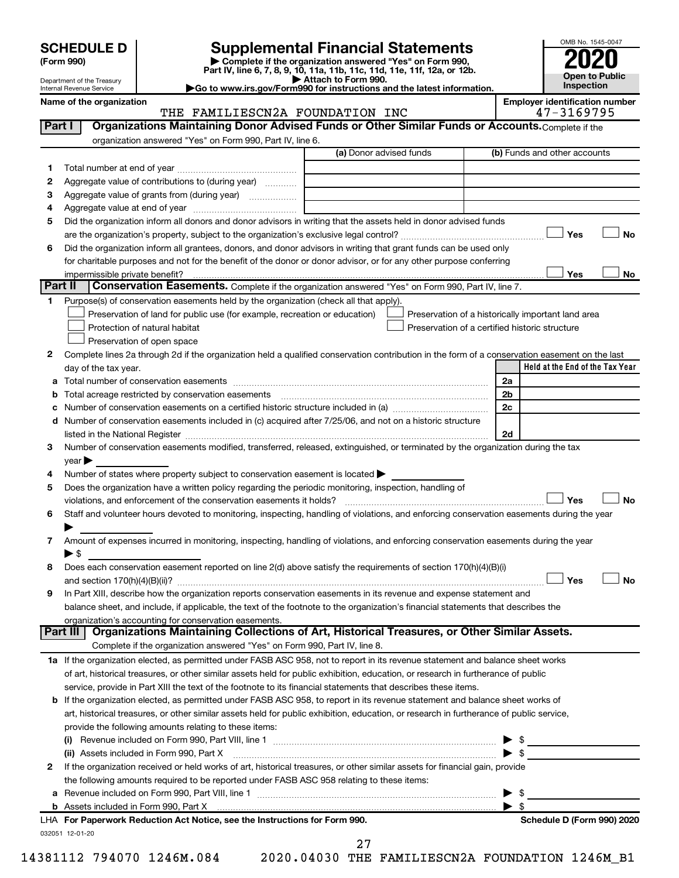# SCHEDULE D (Form 990)

Department of the Treasury
Internal Revenue Service

## Supplemental Financial Statements

▶ Complete if the organization answered "Yes" on Form 990, Part IV, line 6, 7, 8, 9, 10, 11a, 11b, 11c, 11d, 11e, 11f, 12a, or 12b.
▶ Attach to Form 990.
▶Go to www.irs.gov/Form990 for instructions and the latest information.

OMB No. 1545-0047

**2020**

**Open to Public Inspection**

**Name of the organization:** THE FAMILIESCN2A FOUNDATION INC

**Employer identification number:** 47-3169795

### Part I — Organizations Maintaining Donor Advised Funds or Other Similar Funds or Accounts.
Complete if the organization answered "Yes" on Form 990, Part IV, line 6.

| | | (a) Donor advised funds | (b) Funds and other accounts |
|---|---|---|---|
| 1 | Total number at end of year | | |
| 2 | Aggregate value of contributions to (during year) | | |
| 3 | Aggregate value of grants from (during year) | | |
| 4 | Aggregate value at end of year | | |

5 Did the organization inform all donors and donor advisors in writing that the assets held in donor advised funds are the organization's property, subject to the organization's exclusive legal control? ☐ Yes ☐ No

6 Did the organization inform all grantees, donors, and donor advisors in writing that grant funds can be used only for charitable purposes and not for the benefit of the donor or donor advisor, or for any other purpose conferring impermissible private benefit? ☐ Yes ☐ No

### Part II — Conservation Easements.
Complete if the organization answered "Yes" on Form 990, Part IV, line 7.

1 Purpose(s) of conservation easements held by the organization (check all that apply).

- ☐ Preservation of land for public use (for example, recreation or education)
- ☐ Protection of natural habitat
- ☐ Preservation of open space
- ☐ Preservation of a historically important land area
- ☐ Preservation of a certified historic structure

2 Complete lines 2a through 2d if the organization held a qualified conservation contribution in the form of a conservation easement on the last day of the tax year.

| | | | Held at the End of the Tax Year |
|---|---|---|---|
| a | Total number of conservation easements | 2a | |
| b | Total acreage restricted by conservation easements | 2b | |
| c | Number of conservation easements on a certified historic structure included in (a) | 2c | |
| d | Number of conservation easements included in (c) acquired after 7/25/06, and not on a historic structure listed in the National Register | 2d | |

3 Number of conservation easements modified, transferred, released, extinguished, or terminated by the organization during the tax year ▶

4 Number of states where property subject to conservation easement is located ▶

5 Does the organization have a written policy regarding the periodic monitoring, inspection, handling of violations, and enforcement of the conservation easements it holds? ☐ Yes ☐ No

6 Staff and volunteer hours devoted to monitoring, inspecting, handling of violations, and enforcing conservation easements during the year ▶

7 Amount of expenses incurred in monitoring, inspecting, handling of violations, and enforcing conservation easements during the year ▶ $

8 Does each conservation easement reported on line 2(d) above satisfy the requirements of section 170(h)(4)(B)(i) and section 170(h)(4)(B)(ii)? ☐ Yes ☐ No

9 In Part XIII, describe how the organization reports conservation easements in its revenue and expense statement and balance sheet, and include, if applicable, the text of the footnote to the organization's financial statements that describes the organization's accounting for conservation easements.

### Part III — Organizations Maintaining Collections of Art, Historical Treasures, or Other Similar Assets.
Complete if the organization answered "Yes" on Form 990, Part IV, line 8.

1a If the organization elected, as permitted under FASB ASC 958, not to report in its revenue statement and balance sheet works of art, historical treasures, or other similar assets held for public exhibition, education, or research in furtherance of public service, provide in Part XIII the text of the footnote to its financial statements that describes these items.

b If the organization elected, as permitted under FASB ASC 958, to report in its revenue statement and balance sheet works of art, historical treasures, or other similar assets held for public exhibition, education, or research in furtherance of public service, provide the following amounts relating to these items:

(i) Revenue included on Form 990, Part VIII, line 1 ▶ $

(ii) Assets included in Form 990, Part X ▶ $

2 If the organization received or held works of art, historical treasures, or other similar assets for financial gain, provide the following amounts required to be reported under FASB ASC 958 relating to these items:

a Revenue included on Form 990, Part VIII, line 1 ▶ $

b Assets included in Form 990, Part X ▶ $

**LHA For Paperwork Reduction Act Notice, see the Instructions for Form 990.** **Schedule D (Form 990) 2020**

032051 12-01-20

14381112 794070 1246M.084 2020.04030 THE FAMILIESCN2A FOUNDATION 1246M_B1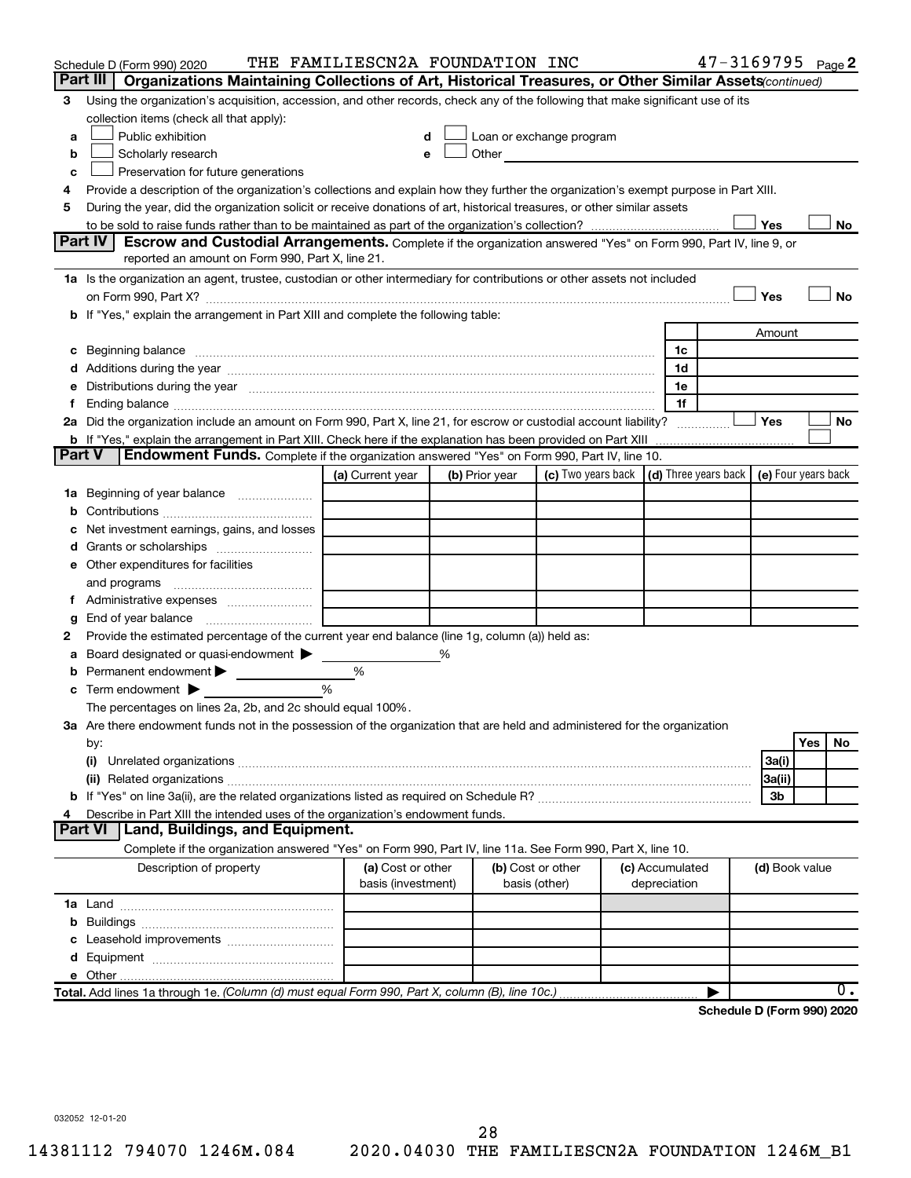Schedule D (Form 990) 2020 THE FAMILIESCN2A FOUNDATION INC 47-3169795 Page 2

## Part III Organizations Maintaining Collections of Art, Historical Treasures, or Other Similar Assets *(continued)*

3 Using the organization's acquisition, accession, and other records, check any of the following that make significant use of its collection items (check all that apply):

- a ☐ Public exhibition
- b ☐ Scholarly research
- c ☐ Preservation for future generations
- d ☐ Loan or exchange program
- e ☐ Other

4 Provide a description of the organization's collections and explain how they further the organization's exempt purpose in Part XIII.

5 During the year, did the organization solicit or receive donations of art, historical treasures, or other similar assets to be sold to raise funds rather than to be maintained as part of the organization's collection? ☐ Yes ☐ No

## Part IV Escrow and Custodial Arrangements.

Complete if the organization answered "Yes" on Form 990, Part IV, line 9, or reported an amount on Form 990, Part X, line 21.

1a Is the organization an agent, trustee, custodian or other intermediary for contributions or other assets not included on Form 990, Part X? ☐ Yes ☐ No

b If "Yes," explain the arrangement in Part XIII and complete the following table:

| | | Amount |
|---|---|---|
| c Beginning balance | 1c | |
| d Additions during the year | 1d | |
| e Distributions during the year | 1e | |
| f Ending balance | 1f | |

2a Did the organization include an amount on Form 990, Part X, line 21, for escrow or custodial account liability? ☐ Yes ☐ No

b If "Yes," explain the arrangement in Part XIII. Check here if the explanation has been provided on Part XIII ☐

## Part V Endowment Funds.

Complete if the organization answered "Yes" on Form 990, Part IV, line 10.

| | (a) Current year | (b) Prior year | (c) Two years back | (d) Three years back | (e) Four years back |
|---|---|---|---|---|---|
| 1a Beginning of year balance | | | | | |
| b Contributions | | | | | |
| c Net investment earnings, gains, and losses | | | | | |
| d Grants or scholarships | | | | | |
| e Other expenditures for facilities and programs | | | | | |
| f Administrative expenses | | | | | |
| g End of year balance | | | | | |

2 Provide the estimated percentage of the current year end balance (line 1g, column (a)) held as:

- a Board designated or quasi-endowment ▶ %
- b Permanent endowment ▶ %
- c Term endowment ▶ %

The percentages on lines 2a, 2b, and 2c should equal 100%.

3a Are there endowment funds not in the possession of the organization that are held and administered for the organization by:

| | | Yes | No |
|---|---|---|---|
| (i) Unrelated organizations | 3a(i) | | |
| (ii) Related organizations | 3a(ii) | | |
| b If "Yes" on line 3a(ii), are the related organizations listed as required on Schedule R? | 3b | | |

4 Describe in Part XIII the intended uses of the organization's endowment funds.

## Part VI Land, Buildings, and Equipment.

Complete if the organization answered "Yes" on Form 990, Part IV, line 11a. See Form 990, Part X, line 10.

| Description of property | (a) Cost or other basis (investment) | (b) Cost or other basis (other) | (c) Accumulated depreciation | (d) Book value |
|---|---|---|---|---|
| 1a Land | | | | |
| b Buildings | | | | |
| c Leasehold improvements | | | | |
| d Equipment | | | | |
| e Other | | | | |
| **Total.** Add lines 1a through 1e. *(Column (d) must equal Form 990, Part X, column (B), line 10c.)* | | | ▶ | 0. |

**Schedule D (Form 990) 2020**

032052 12-01-20

14381112 794070 1246M.084 2020.04030 THE FAMILIESCN2A FOUNDATION 1246M_B1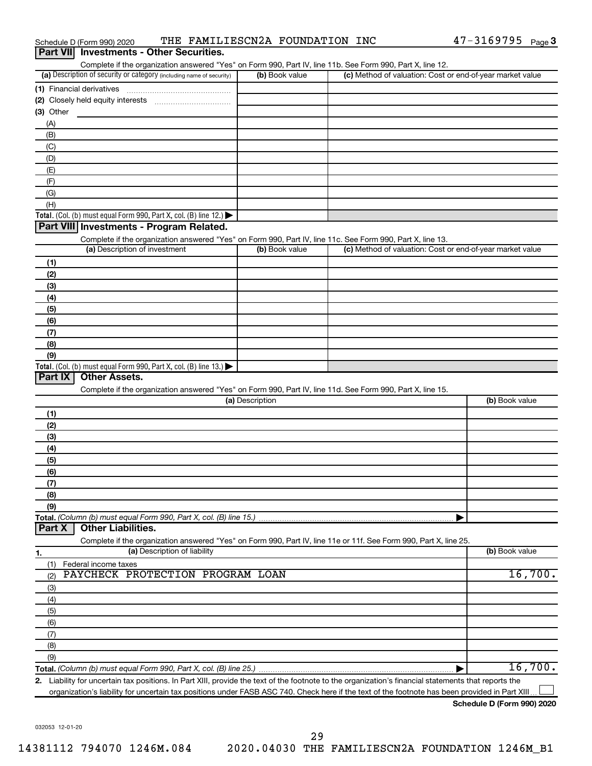Schedule D (Form 990) 2020 THE FAMILIESCN2A FOUNDATION INC 47-3169795

## Part VII Investments - Other Securities.

Complete if the organization answered "Yes" on Form 990, Part IV, line 11b. See Form 990, Part X, line 12.

| (a) Description of security or category (including name of security) | (b) Book value | (c) Method of valuation: Cost or end-of-year market value |
|---|---|---|
| (1) Financial derivatives | | |
| (2) Closely held equity interests | | |
| (3) Other | | |
| (A) | | |
| (B) | | |
| (C) | | |
| (D) | | |
| (E) | | |
| (F) | | |
| (G) | | |
| (H) | | |
| Total. (Col. (b) must equal Form 990, Part X, col. (B) line 12.) | | |

## Part VIII Investments - Program Related.

Complete if the organization answered "Yes" on Form 990, Part IV, line 11c. See Form 990, Part X, line 13.

| (a) Description of investment | (b) Book value | (c) Method of valuation: Cost or end-of-year market value |
|---|---|---|
| (1) | | |
| (2) | | |
| (3) | | |
| (4) | | |
| (5) | | |
| (6) | | |
| (7) | | |
| (8) | | |
| (9) | | |
| Total. (Col. (b) must equal Form 990, Part X, col. (B) line 13.) | | |

## Part IX Other Assets.

Complete if the organization answered "Yes" on Form 990, Part IV, line 11d. See Form 990, Part X, line 15.

| (a) Description | (b) Book value |
|---|---|
| (1) | |
| (2) | |
| (3) | |
| (4) | |
| (5) | |
| (6) | |
| (7) | |
| (8) | |
| (9) | |
| Total. (Column (b) must equal Form 990, Part X, col. (B) line 15.) | |

## Part X Other Liabilities.

Complete if the organization answered "Yes" on Form 990, Part IV, line 11e or 11f. See Form 990, Part X, line 25.

| 1. (a) Description of liability | (b) Book value |
|---|---|
| (1) Federal income taxes | |
| (2) PAYCHECK PROTECTION PROGRAM LOAN | 16,700. |
| (3) | |
| (4) | |
| (5) | |
| (6) | |
| (7) | |
| (8) | |
| (9) | |
| Total. (Column (b) must equal Form 990, Part X, col. (B) line 25.) | 16,700. |

2. Liability for uncertain tax positions. In Part XIII, provide the text of the footnote to the organization's financial statements that reports the organization's liability for uncertain tax positions under FASB ASC 740. Check here if the text of the footnote has been provided in Part XIII ☐

Schedule D (Form 990) 2020

032053 12-01-20

14381112 794070 1246M.084 2020.04030 THE FAMILIESCN2A FOUNDATION 1246M_B1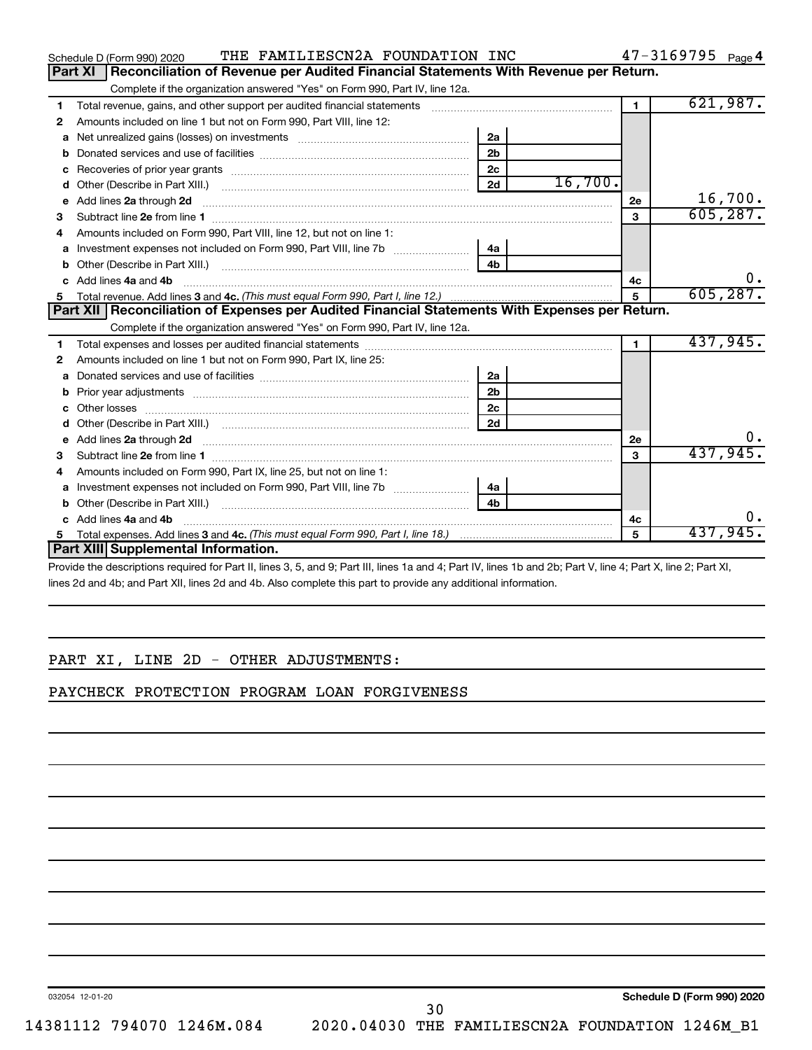Schedule D (Form 990) 2020 THE FAMILIESCN2A FOUNDATION INC 47-3169795 Page 4

## Part XI Reconciliation of Revenue per Audited Financial Statements With Revenue per Return.

Complete if the organization answered "Yes" on Form 990, Part IV, line 12a.

| | | | | | |
|---|---|---|---|---|---|
| 1 | Total revenue, gains, and other support per audited financial statements | | | 1 | 621,987. |
| 2 | Amounts included on line 1 but not on Form 990, Part VIII, line 12: | | | | |
| a | Net unrealized gains (losses) on investments | 2a | | | |
| b | Donated services and use of facilities | 2b | | | |
| c | Recoveries of prior year grants | 2c | | | |
| d | Other (Describe in Part XIII.) | 2d | 16,700. | | |
| e | Add lines 2a through 2d | | | 2e | 16,700. |
| 3 | Subtract line 2e from line 1 | | | 3 | 605,287. |
| 4 | Amounts included on Form 990, Part VIII, line 12, but not on line 1: | | | | |
| a | Investment expenses not included on Form 990, Part VIII, line 7b | 4a | | | |
| b | Other (Describe in Part XIII.) | 4b | | | |
| c | Add lines 4a and 4b | | | 4c | 0. |
| 5 | Total revenue. Add lines 3 and 4c. *(This must equal Form 990, Part I, line 12.)* | | | 5 | 605,287. |

## Part XII Reconciliation of Expenses per Audited Financial Statements With Expenses per Return.

Complete if the organization answered "Yes" on Form 990, Part IV, line 12a.

| | | | | | |
|---|---|---|---|---|---|
| 1 | Total expenses and losses per audited financial statements | | | 1 | 437,945. |
| 2 | Amounts included on line 1 but not on Form 990, Part IX, line 25: | | | | |
| a | Donated services and use of facilities | 2a | | | |
| b | Prior year adjustments | 2b | | | |
| c | Other losses | 2c | | | |
| d | Other (Describe in Part XIII.) | 2d | | | |
| e | Add lines 2a through 2d | | | 2e | 0. |
| 3 | Subtract line 2e from line 1 | | | 3 | 437,945. |
| 4 | Amounts included on Form 990, Part IX, line 25, but not on line 1: | | | | |
| a | Investment expenses not included on Form 990, Part VIII, line 7b | 4a | | | |
| b | Other (Describe in Part XIII.) | 4b | | | |
| c | Add lines 4a and 4b | | | 4c | 0. |
| 5 | Total expenses. Add lines 3 and 4c. *(This must equal Form 990, Part I, line 18.)* | | | 5 | 437,945. |

## Part XIII Supplemental Information.

Provide the descriptions required for Part II, lines 3, 5, and 9; Part III, lines 1a and 4; Part IV, lines 1b and 2b; Part V, line 4; Part X, line 2; Part XI, lines 2d and 4b; and Part XII, lines 2d and 4b. Also complete this part to provide any additional information.

PART XI, LINE 2D - OTHER ADJUSTMENTS:

PAYCHECK PROTECTION PROGRAM LOAN FORGIVENESS

032054 12-01-20 Schedule D (Form 990) 2020

14381112 794070 1246M.084 2020.04030 THE FAMILIESCN2A FOUNDATION 1246M_B1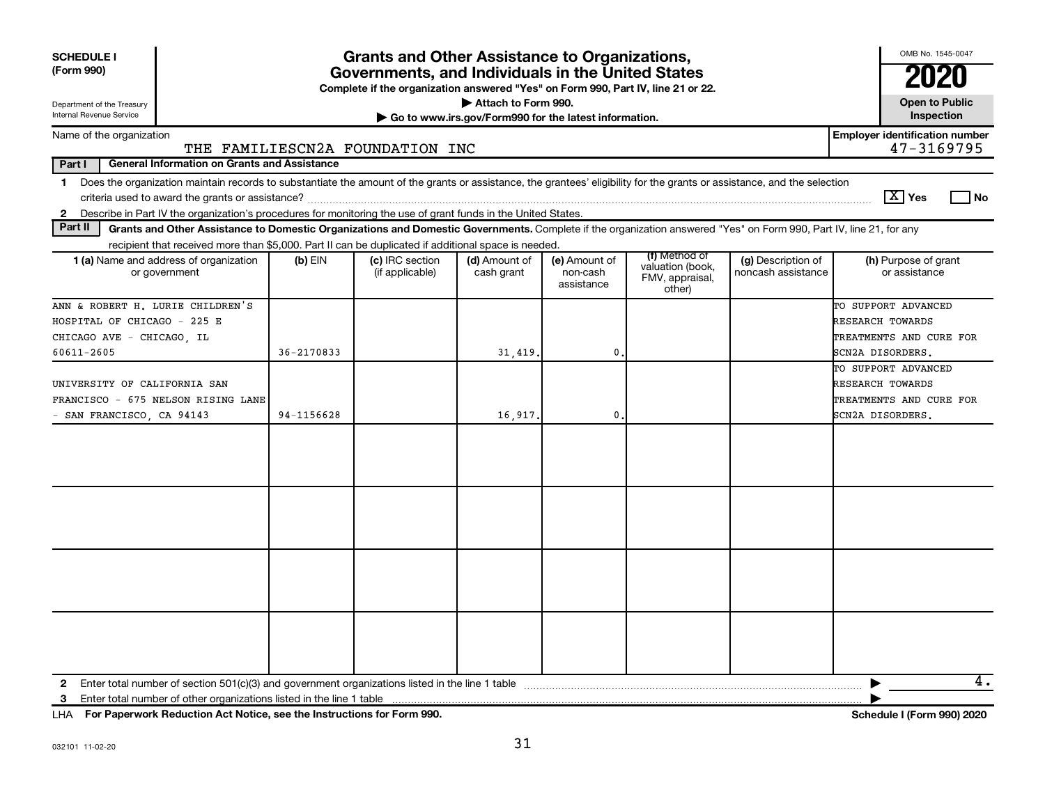**SCHEDULE I (Form 990)**

Department of the Treasury
Internal Revenue Service

# Grants and Other Assistance to Organizations, Governments, and Individuals in the United States

**Complete if the organization answered "Yes" on Form 990, Part IV, line 21 or 22.**

▶ Attach to Form 990.

▶ Go to www.irs.gov/Form990 for the latest information.

OMB No. 1545-0047

**2020**

**Open to Public Inspection**

Name of the organization: THE FAMILIESCN2A FOUNDATION INC

**Employer identification number:** 47-3169795

**Part I — General Information on Grants and Assistance**

1 Does the organization maintain records to substantiate the amount of the grants or assistance, the grantees' eligibility for the grants or assistance, and the selection criteria used to award the grants or assistance? [X] Yes [ ] No

2 Describe in Part IV the organization's procedures for monitoring the use of grant funds in the United States.

**Part II — Grants and Other Assistance to Domestic Organizations and Domestic Governments.** Complete if the organization answered "Yes" on Form 990, Part IV, line 21, for any recipient that received more than $5,000. Part II can be duplicated if additional space is needed.

| 1 (a) Name and address of organization or government | (b) EIN | (c) IRC section (if applicable) | (d) Amount of cash grant | (e) Amount of non-cash assistance | (f) Method of valuation (book, FMV, appraisal, other) | (g) Description of noncash assistance | (h) Purpose of grant or assistance |
|---|---|---|---|---|---|---|---|
| ANN & ROBERT H. LURIE CHILDREN'S HOSPITAL OF CHICAGO - 225 E CHICAGO AVE - CHICAGO, IL 60611-2605 | 36-2170833 | | 31,419. | 0. | | | TO SUPPORT ADVANCED RESEARCH TOWARDS TREATMENTS AND CURE FOR SCN2A DISORDERS. |
| UNIVERSITY OF CALIFORNIA SAN FRANCISCO - 675 NELSON RISING LANE - SAN FRANCISCO, CA 94143 | 94-1156628 | | 16,917. | 0. | | | TO SUPPORT ADVANCED RESEARCH TOWARDS TREATMENTS AND CURE FOR SCN2A DISORDERS. |
| | | | | | | | |
| | | | | | | | |
| | | | | | | | |
| | | | | | | | |

2 Enter total number of section 501(c)(3) and government organizations listed in the line 1 table ▶ 4.

3 Enter total number of other organizations listed in the line 1 table ▶

LHA **For Paperwork Reduction Act Notice, see the Instructions for Form 990.** **Schedule I (Form 990) 2020**

032101 11-02-20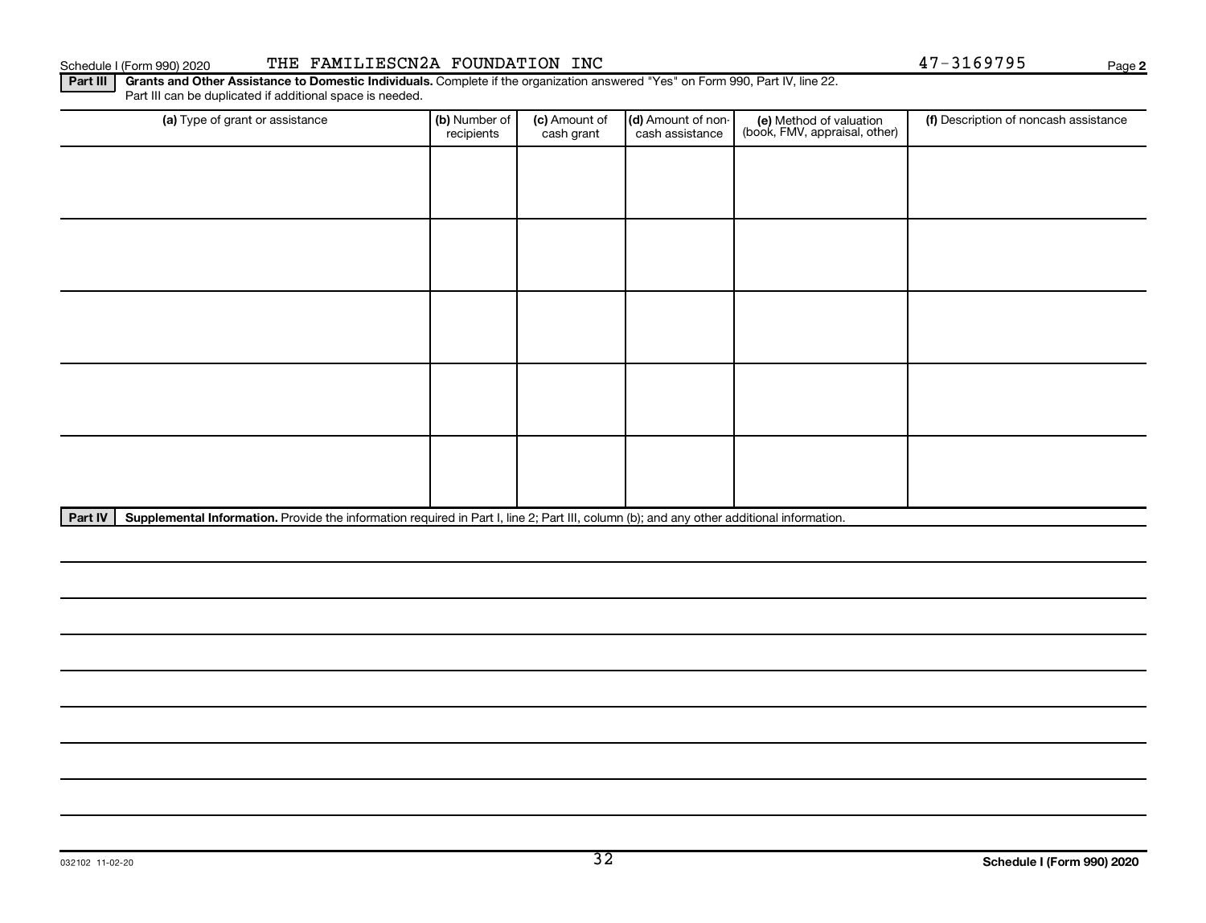Schedule I (Form 990) 2020 THE FAMILIESCN2A FOUNDATION INC 47-3169795 Page 2

**Part III** **Grants and Other Assistance to Domestic Individuals.** Complete if the organization answered "Yes" on Form 990, Part IV, line 22. Part III can be duplicated if additional space is needed.

| (a) Type of grant or assistance | (b) Number of recipients | (c) Amount of cash grant | (d) Amount of non-cash assistance | (e) Method of valuation (book, FMV, appraisal, other) | (f) Description of noncash assistance |
|---|---|---|---|---|---|
| | | | | | |
| | | | | | |
| | | | | | |
| | | | | | |
| | | | | | |

**Part IV** **Supplemental Information.** Provide the information required in Part I, line 2; Part III, column (b); and any other additional information.

032102 11-02-20 **Schedule I (Form 990) 2020**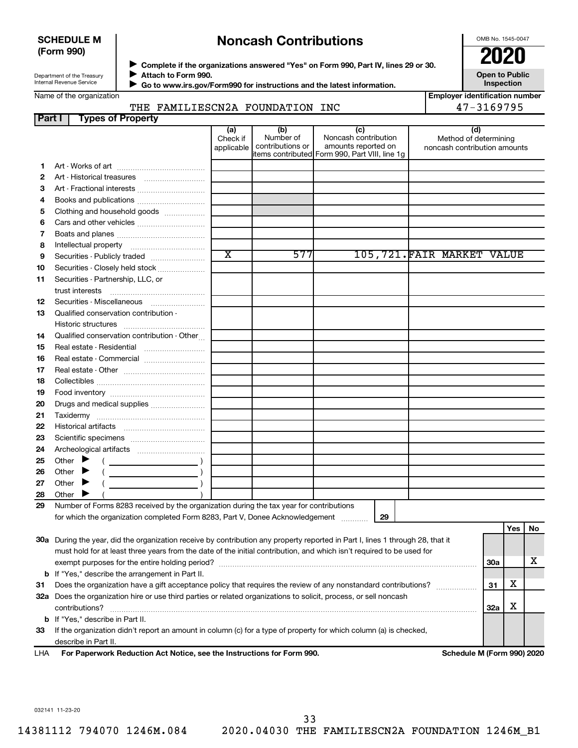**SCHEDULE M (Form 990)**

Department of the Treasury
Internal Revenue Service

# Noncash Contributions

▶ Complete if the organizations answered "Yes" on Form 990, Part IV, lines 29 or 30.
▶ Attach to Form 990.
▶ Go to www.irs.gov/Form990 for instructions and the latest information.

OMB No. 1545-0047

**2020**

**Open to Public Inspection**

Name of the organization: THE FAMILIESCN2A FOUNDATION INC

Employer identification number: 47-3169795

## Part I Types of Property

| | | (a) Check if applicable | (b) Number of contributions or items contributed | (c) Noncash contribution amounts reported on Form 990, Part VIII, line 1g | (d) Method of determining noncash contribution amounts |
|---|---|---|---|---|---|
| 1 | Art - Works of art | | | | |
| 2 | Art - Historical treasures | | | | |
| 3 | Art - Fractional interests | | | | |
| 4 | Books and publications | | | | |
| 5 | Clothing and household goods | | | | |
| 6 | Cars and other vehicles | | | | |
| 7 | Boats and planes | | | | |
| 8 | Intellectual property | | | | |
| 9 | Securities - Publicly traded | X | 577 | 105,721. | FAIR MARKET VALUE |
| 10 | Securities - Closely held stock | | | | |
| 11 | Securities - Partnership, LLC, or trust interests | | | | |
| 12 | Securities - Miscellaneous | | | | |
| 13 | Qualified conservation contribution - Historic structures | | | | |
| 14 | Qualified conservation contribution - Other | | | | |
| 15 | Real estate - Residential | | | | |
| 16 | Real estate - Commercial | | | | |
| 17 | Real estate - Other | | | | |
| 18 | Collectibles | | | | |
| 19 | Food inventory | | | | |
| 20 | Drugs and medical supplies | | | | |
| 21 | Taxidermy | | | | |
| 22 | Historical artifacts | | | | |
| 23 | Scientific specimens | | | | |
| 24 | Archeological artifacts | | | | |
| 25 | Other ▶ ( ) | | | | |
| 26 | Other ▶ ( ) | | | | |
| 27 | Other ▶ ( ) | | | | |
| 28 | Other ▶ ( ) | | | | |

29 Number of Forms 8283 received by the organization during the tax year for contributions for which the organization completed Form 8283, Part V, Donee Acknowledgement ..... 29

| | | | Yes | No |
|---|---|---|---|---|
| 30a | During the year, did the organization receive by contribution any property reported in Part I, lines 1 through 28, that it must hold for at least three years from the date of the initial contribution, and which isn't required to be used for exempt purposes for the entire holding period? | 30a | | X |
| b | If "Yes," describe the arrangement in Part II. | | | |
| 31 | Does the organization have a gift acceptance policy that requires the review of any nonstandard contributions? | 31 | X | |
| 32a | Does the organization hire or use third parties or related organizations to solicit, process, or sell noncash contributions? | 32a | X | |
| b | If "Yes," describe in Part II. | | | |
| 33 | If the organization didn't report an amount in column (c) for a type of property for which column (a) is checked, describe in Part II. | | | |

LHA For Paperwork Reduction Act Notice, see the Instructions for Form 990. Schedule M (Form 990) 2020

032141 11-23-20

14381112 794070 1246M.084 2020.04030 THE FAMILIESCN2A FOUNDATION 1246M_B1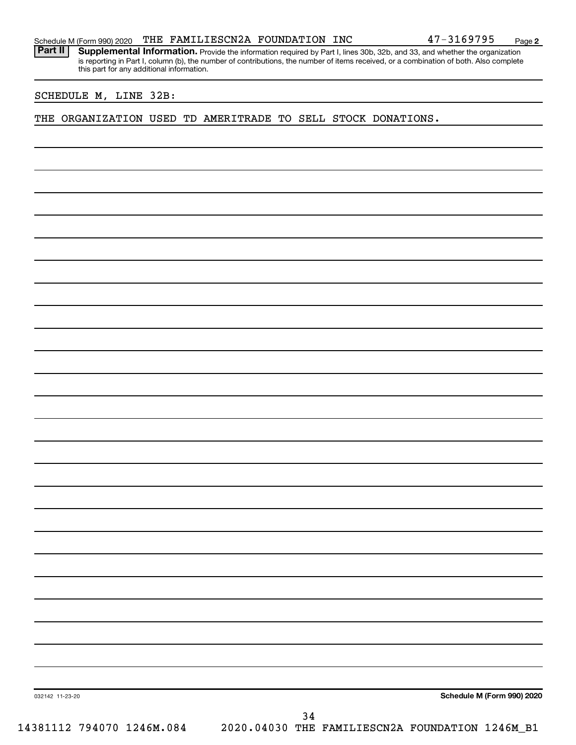Schedule M (Form 990) 2020 THE FAMILIESCN2A FOUNDATION INC 47-3169795 Page 2

**Part II** **Supplemental Information.** Provide the information required by Part I, lines 30b, 32b, and 33, and whether the organization is reporting in Part I, column (b), the number of contributions, the number of items received, or a combination of both. Also complete this part for any additional information.

SCHEDULE M, LINE 32B:

THE ORGANIZATION USED TD AMERITRADE TO SELL STOCK DONATIONS.

032142 11-23-20 **Schedule M (Form 990) 2020**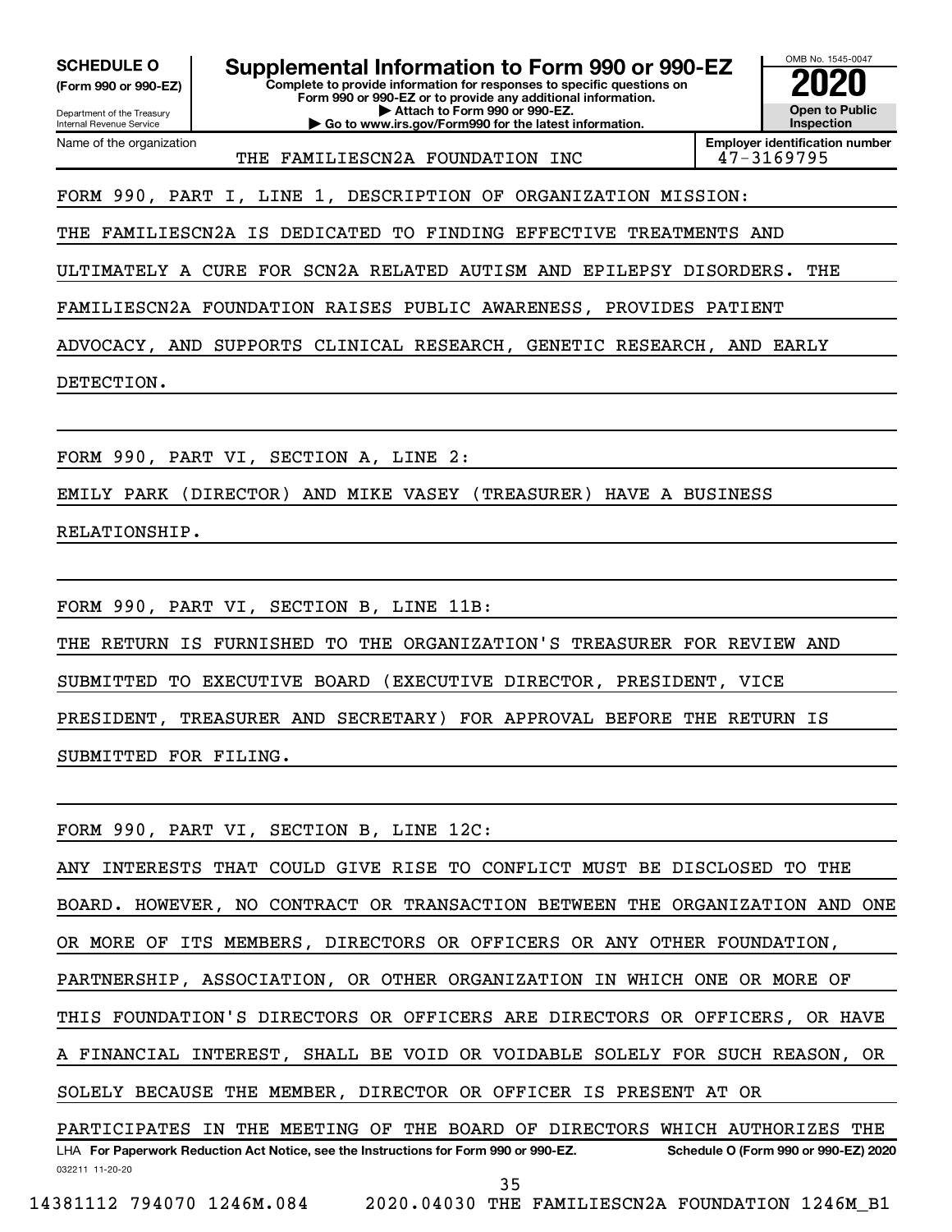**SCHEDULE O**
**(Form 990 or 990-EZ)**

Department of the Treasury
Internal Revenue Service

# Supplemental Information to Form 990 or 990-EZ

**Complete to provide information for responses to specific questions on Form 990 or 990-EZ or to provide any additional information.**
**▶ Attach to Form 990 or 990-EZ.**
**▶ Go to www.irs.gov/Form990 for the latest information.**

OMB No. 1545-0047

**2020**

**Open to Public Inspection**

| Name of the organization | Employer identification number |
|---|---|
| THE FAMILIESCN2A FOUNDATION INC | 47-3169795 |

FORM 990, PART I, LINE 1, DESCRIPTION OF ORGANIZATION MISSION:

THE FAMILIESCN2A IS DEDICATED TO FINDING EFFECTIVE TREATMENTS AND ULTIMATELY A CURE FOR SCN2A RELATED AUTISM AND EPILEPSY DISORDERS. THE FAMILIESCN2A FOUNDATION RAISES PUBLIC AWARENESS, PROVIDES PATIENT ADVOCACY, AND SUPPORTS CLINICAL RESEARCH, GENETIC RESEARCH, AND EARLY DETECTION.

FORM 990, PART VI, SECTION A, LINE 2:

EMILY PARK (DIRECTOR) AND MIKE VASEY (TREASURER) HAVE A BUSINESS RELATIONSHIP.

FORM 990, PART VI, SECTION B, LINE 11B:

THE RETURN IS FURNISHED TO THE ORGANIZATION'S TREASURER FOR REVIEW AND SUBMITTED TO EXECUTIVE BOARD (EXECUTIVE DIRECTOR, PRESIDENT, VICE PRESIDENT, TREASURER AND SECRETARY) FOR APPROVAL BEFORE THE RETURN IS SUBMITTED FOR FILING.

FORM 990, PART VI, SECTION B, LINE 12C:

ANY INTERESTS THAT COULD GIVE RISE TO CONFLICT MUST BE DISCLOSED TO THE BOARD. HOWEVER, NO CONTRACT OR TRANSACTION BETWEEN THE ORGANIZATION AND ONE OR MORE OF ITS MEMBERS, DIRECTORS OR OFFICERS OR ANY OTHER FOUNDATION, PARTNERSHIP, ASSOCIATION, OR OTHER ORGANIZATION IN WHICH ONE OR MORE OF THIS FOUNDATION'S DIRECTORS OR OFFICERS ARE DIRECTORS OR OFFICERS, OR HAVE A FINANCIAL INTEREST, SHALL BE VOID OR VOIDABLE SOLELY FOR SUCH REASON, OR SOLELY BECAUSE THE MEMBER, DIRECTOR OR OFFICER IS PRESENT AT OR PARTICIPATES IN THE MEETING OF THE BOARD OF DIRECTORS WHICH AUTHORIZES THE

LHA **For Paperwork Reduction Act Notice, see the Instructions for Form 990 or 990-EZ.** **Schedule O (Form 990 or 990-EZ) 2020**

032211 11-20-20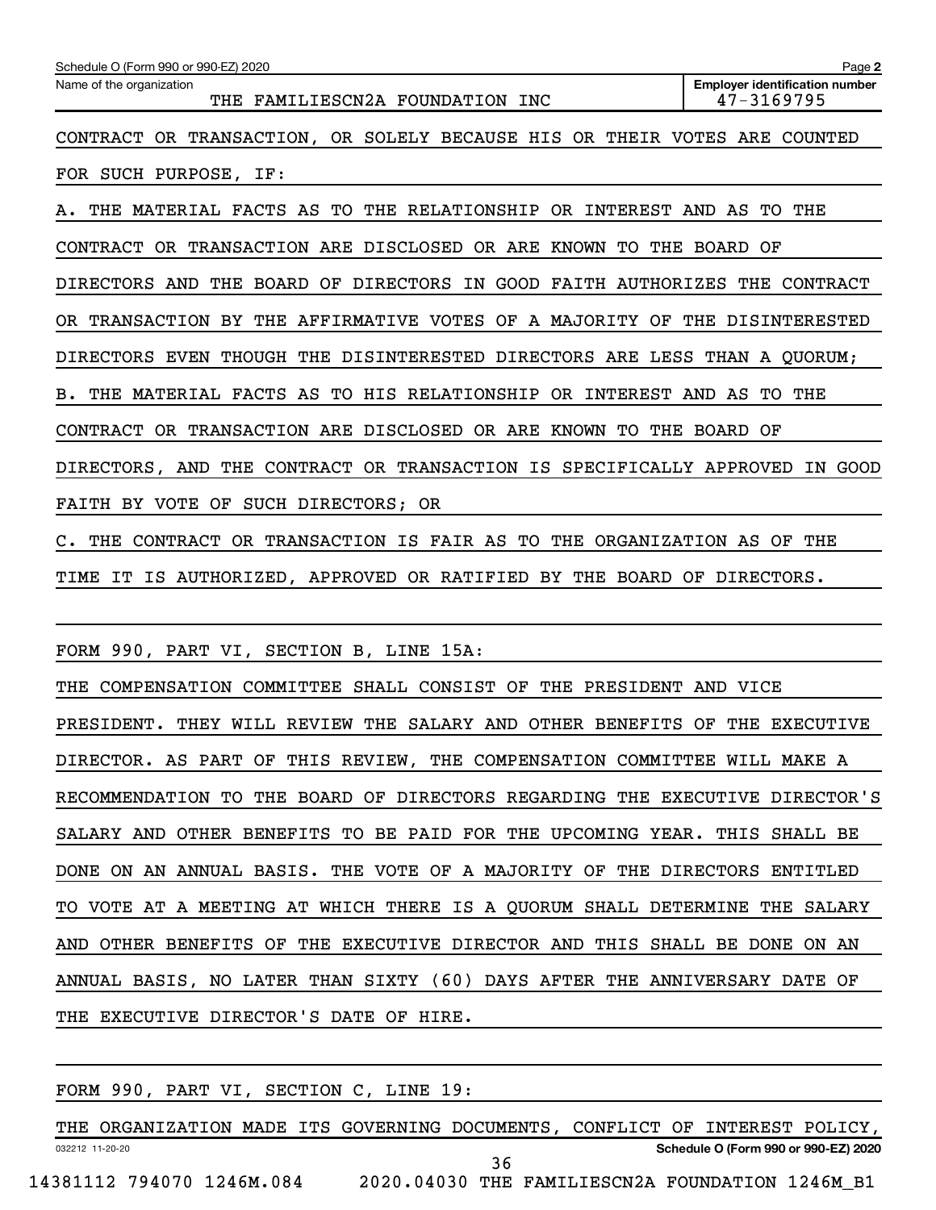CONTRACT OR TRANSACTION, OR SOLELY BECAUSE HIS OR THEIR VOTES ARE COUNTED FOR SUCH PURPOSE, IF:

A. THE MATERIAL FACTS AS TO THE RELATIONSHIP OR INTEREST AND AS TO THE CONTRACT OR TRANSACTION ARE DISCLOSED OR ARE KNOWN TO THE BOARD OF DIRECTORS AND THE BOARD OF DIRECTORS IN GOOD FAITH AUTHORIZES THE CONTRACT OR TRANSACTION BY THE AFFIRMATIVE VOTES OF A MAJORITY OF THE DISINTERESTED DIRECTORS EVEN THOUGH THE DISINTERESTED DIRECTORS ARE LESS THAN A QUORUM;

B. THE MATERIAL FACTS AS TO HIS RELATIONSHIP OR INTEREST AND AS TO THE CONTRACT OR TRANSACTION ARE DISCLOSED OR ARE KNOWN TO THE BOARD OF DIRECTORS, AND THE CONTRACT OR TRANSACTION IS SPECIFICALLY APPROVED IN GOOD FAITH BY VOTE OF SUCH DIRECTORS; OR

C. THE CONTRACT OR TRANSACTION IS FAIR AS TO THE ORGANIZATION AS OF THE TIME IT IS AUTHORIZED, APPROVED OR RATIFIED BY THE BOARD OF DIRECTORS.

FORM 990, PART VI, SECTION B, LINE 15A:

THE COMPENSATION COMMITTEE SHALL CONSIST OF THE PRESIDENT AND VICE PRESIDENT. THEY WILL REVIEW THE SALARY AND OTHER BENEFITS OF THE EXECUTIVE DIRECTOR. AS PART OF THIS REVIEW, THE COMPENSATION COMMITTEE WILL MAKE A RECOMMENDATION TO THE BOARD OF DIRECTORS REGARDING THE EXECUTIVE DIRECTOR'S SALARY AND OTHER BENEFITS TO BE PAID FOR THE UPCOMING YEAR. THIS SHALL BE DONE ON AN ANNUAL BASIS. THE VOTE OF A MAJORITY OF THE DIRECTORS ENTITLED TO VOTE AT A MEETING AT WHICH THERE IS A QUORUM SHALL DETERMINE THE SALARY AND OTHER BENEFITS OF THE EXECUTIVE DIRECTOR AND THIS SHALL BE DONE ON AN ANNUAL BASIS, NO LATER THAN SIXTY (60) DAYS AFTER THE ANNIVERSARY DATE OF THE EXECUTIVE DIRECTOR'S DATE OF HIRE.

FORM 990, PART VI, SECTION C, LINE 19:

THE ORGANIZATION MADE ITS GOVERNING DOCUMENTS, CONFLICT OF INTEREST POLICY,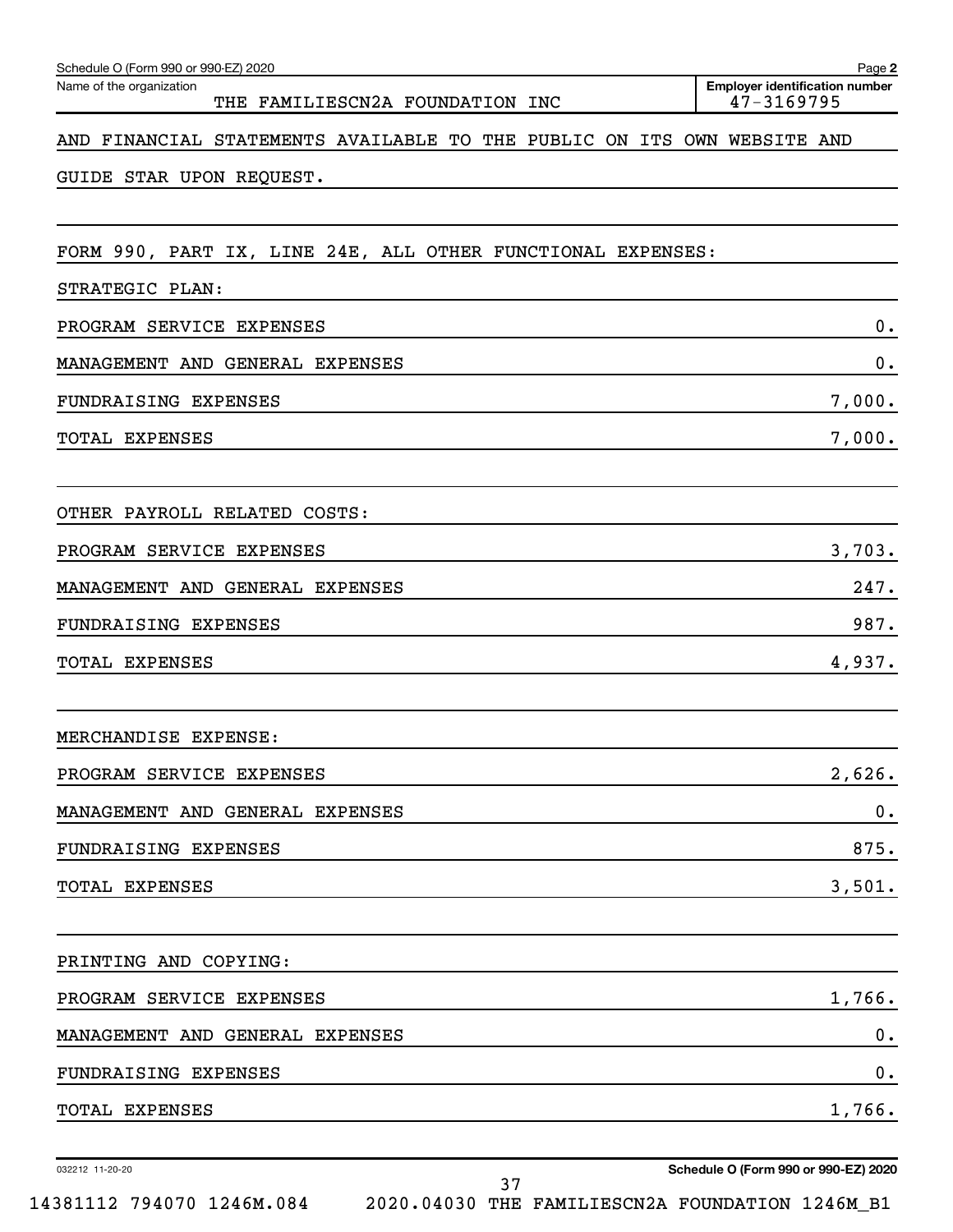Schedule O (Form 990 or 990-EZ) 2020

Name of the organization: THE FAMILIESCN2A FOUNDATION INC

Employer identification number: 47-3169795

AND FINANCIAL STATEMENTS AVAILABLE TO THE PUBLIC ON ITS OWN WEBSITE AND GUIDE STAR UPON REQUEST.

FORM 990, PART IX, LINE 24E, ALL OTHER FUNCTIONAL EXPENSES:

STRATEGIC PLAN:

| | |
|---|---|
| PROGRAM SERVICE EXPENSES | 0. |
| MANAGEMENT AND GENERAL EXPENSES | 0. |
| FUNDRAISING EXPENSES | 7,000. |
| TOTAL EXPENSES | 7,000. |

OTHER PAYROLL RELATED COSTS:

| | |
|---|---|
| PROGRAM SERVICE EXPENSES | 3,703. |
| MANAGEMENT AND GENERAL EXPENSES | 247. |
| FUNDRAISING EXPENSES | 987. |
| TOTAL EXPENSES | 4,937. |

MERCHANDISE EXPENSE:

| | |
|---|---|
| PROGRAM SERVICE EXPENSES | 2,626. |
| MANAGEMENT AND GENERAL EXPENSES | 0. |
| FUNDRAISING EXPENSES | 875. |
| TOTAL EXPENSES | 3,501. |

PRINTING AND COPYING:

| | |
|---|---|
| PROGRAM SERVICE EXPENSES | 1,766. |
| MANAGEMENT AND GENERAL EXPENSES | 0. |
| FUNDRAISING EXPENSES | 0. |
| TOTAL EXPENSES | 1,766. |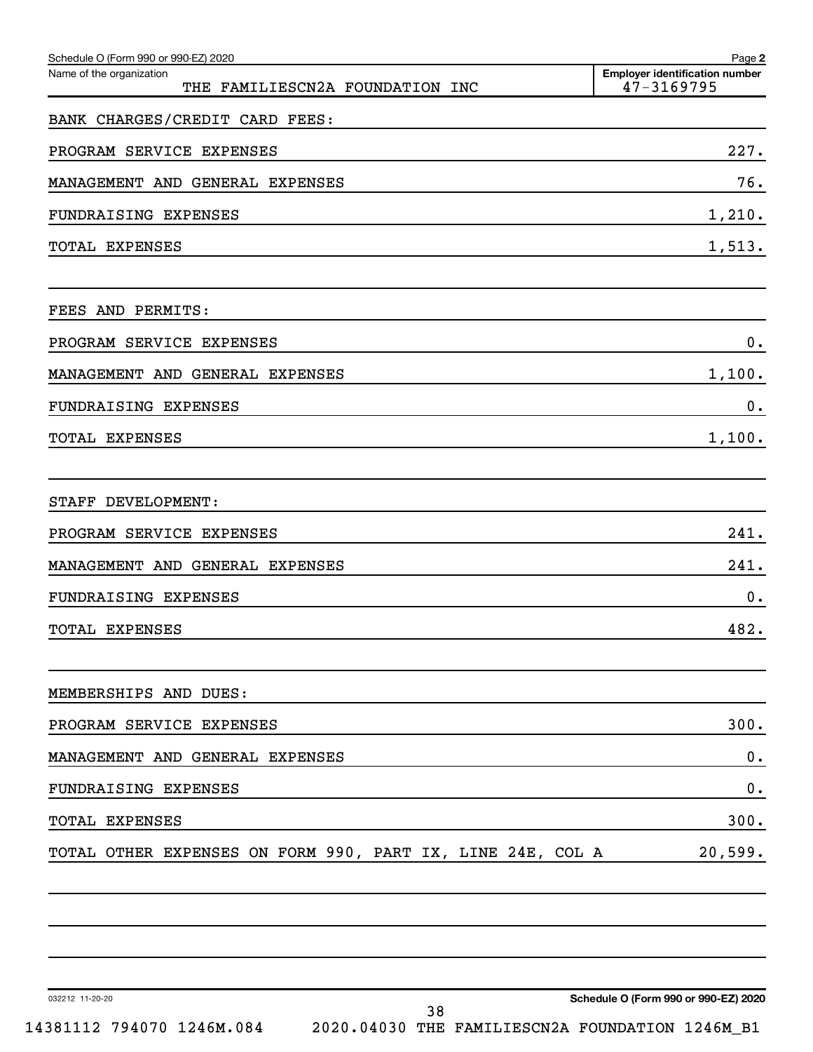Schedule O (Form 990 or 990-EZ) 2020 Page **2**

Name of the organization: THE FAMILIESCN2A FOUNDATION INC

**Employer identification number** 47-3169795

| | |
|---|---|
| BANK CHARGES/CREDIT CARD FEES: | |
| PROGRAM SERVICE EXPENSES | 227. |
| MANAGEMENT AND GENERAL EXPENSES | 76. |
| FUNDRAISING EXPENSES | 1,210. |
| TOTAL EXPENSES | 1,513. |
| | |
| FEES AND PERMITS: | |
| PROGRAM SERVICE EXPENSES | 0. |
| MANAGEMENT AND GENERAL EXPENSES | 1,100. |
| FUNDRAISING EXPENSES | 0. |
| TOTAL EXPENSES | 1,100. |
| | |
| STAFF DEVELOPMENT: | |
| PROGRAM SERVICE EXPENSES | 241. |
| MANAGEMENT AND GENERAL EXPENSES | 241. |
| FUNDRAISING EXPENSES | 0. |
| TOTAL EXPENSES | 482. |
| | |
| MEMBERSHIPS AND DUES: | |
| PROGRAM SERVICE EXPENSES | 300. |
| MANAGEMENT AND GENERAL EXPENSES | 0. |
| FUNDRAISING EXPENSES | 0. |
| TOTAL EXPENSES | 300. |
| TOTAL OTHER EXPENSES ON FORM 990, PART IX, LINE 24E, COL A | 20,599. |

032212 11-20-20 **Schedule O (Form 990 or 990-EZ) 2020**

14381112 794070 1246M.084 2020.04030 THE FAMILIESCN2A FOUNDATION 1246M_B1